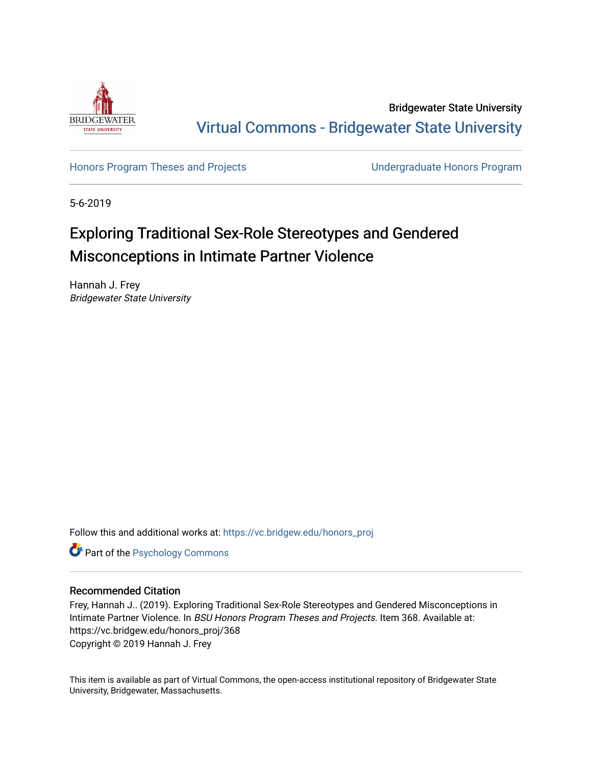Bridgewater State University

Virtual Commons - Bridgewater State University

Honors Program Theses and Projects

Undergraduate Honors Program

5-6-2019

# Exploring Traditional Sex-Role Stereotypes and Gendered Misconceptions in Intimate Partner Violence

Hannah J. Frey
*Bridgewater State University*

Follow this and additional works at: https://vc.bridgew.edu/honors_proj

Part of the Psychology Commons

## Recommended Citation

Frey, Hannah J.. (2019). Exploring Traditional Sex-Role Stereotypes and Gendered Misconceptions in Intimate Partner Violence. In *BSU Honors Program Theses and Projects.* Item 368. Available at: https://vc.bridgew.edu/honors_proj/368
Copyright © 2019 Hannah J. Frey

This item is available as part of Virtual Commons, the open-access institutional repository of Bridgewater State University, Bridgewater, Massachusetts.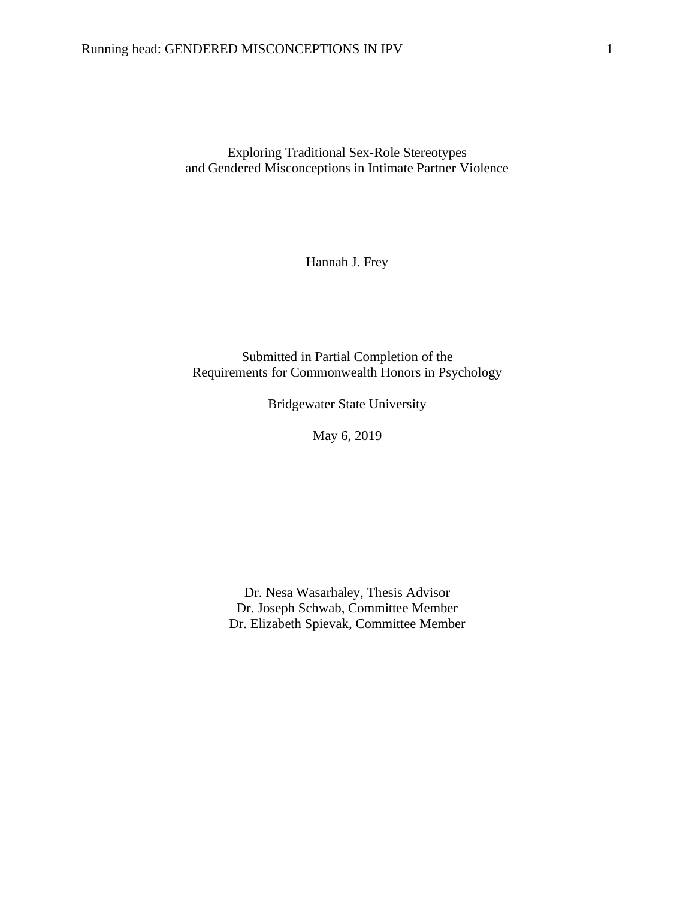Exploring Traditional Sex-Role Stereotypes
and Gendered Misconceptions in Intimate Partner Violence

Hannah J. Frey

Submitted in Partial Completion of the
Requirements for Commonwealth Honors in Psychology

Bridgewater State University

May 6, 2019

Dr. Nesa Wasarhaley, Thesis Advisor
Dr. Joseph Schwab, Committee Member
Dr. Elizabeth Spievak, Committee Member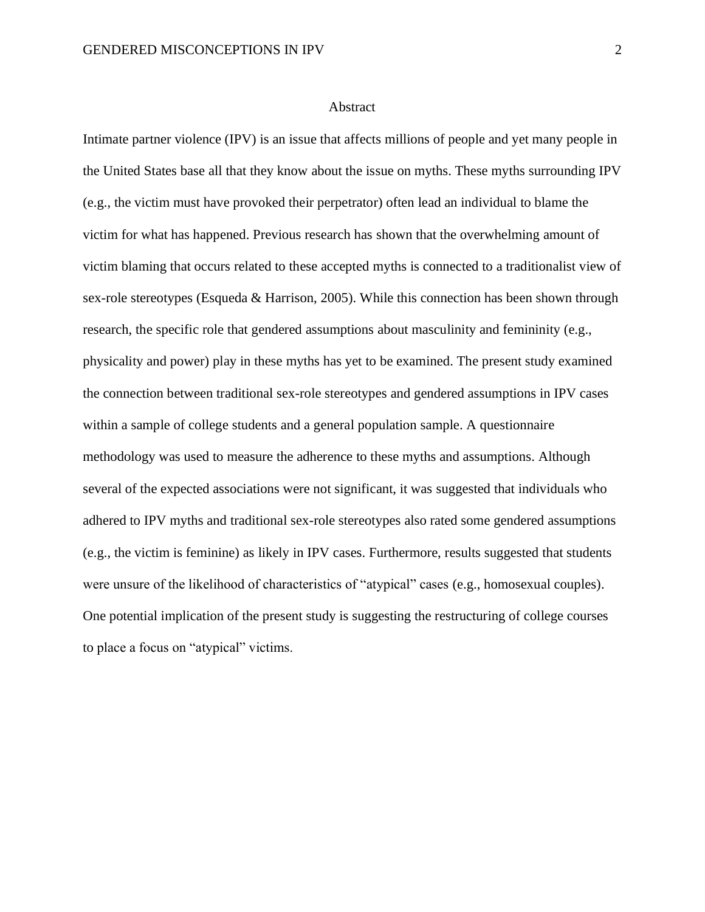# Abstract

Intimate partner violence (IPV) is an issue that affects millions of people and yet many people in the United States base all that they know about the issue on myths. These myths surrounding IPV (e.g., the victim must have provoked their perpetrator) often lead an individual to blame the victim for what has happened. Previous research has shown that the overwhelming amount of victim blaming that occurs related to these accepted myths is connected to a traditionalist view of sex-role stereotypes (Esqueda & Harrison, 2005). While this connection has been shown through research, the specific role that gendered assumptions about masculinity and femininity (e.g., physicality and power) play in these myths has yet to be examined. The present study examined the connection between traditional sex-role stereotypes and gendered assumptions in IPV cases within a sample of college students and a general population sample. A questionnaire methodology was used to measure the adherence to these myths and assumptions. Although several of the expected associations were not significant, it was suggested that individuals who adhered to IPV myths and traditional sex-role stereotypes also rated some gendered assumptions (e.g., the victim is feminine) as likely in IPV cases. Furthermore, results suggested that students were unsure of the likelihood of characteristics of "atypical" cases (e.g., homosexual couples). One potential implication of the present study is suggesting the restructuring of college courses to place a focus on "atypical" victims.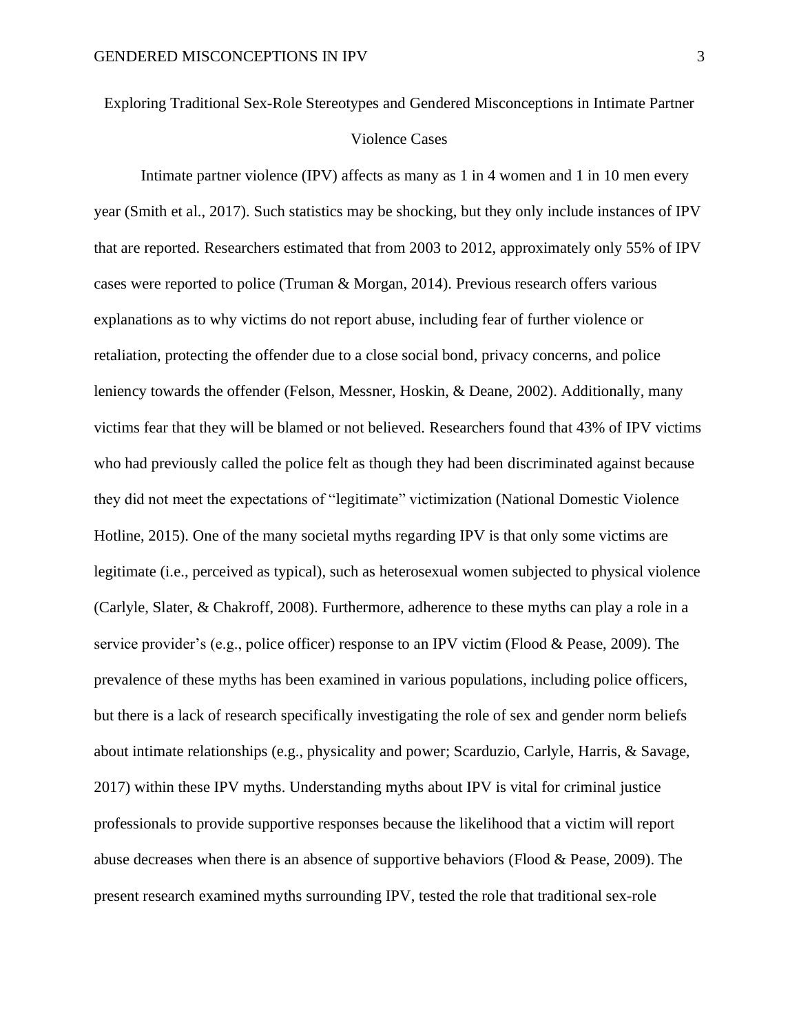# Exploring Traditional Sex-Role Stereotypes and Gendered Misconceptions in Intimate Partner Violence Cases

Intimate partner violence (IPV) affects as many as 1 in 4 women and 1 in 10 men every year (Smith et al., 2017). Such statistics may be shocking, but they only include instances of IPV that are reported. Researchers estimated that from 2003 to 2012, approximately only 55% of IPV cases were reported to police (Truman & Morgan, 2014). Previous research offers various explanations as to why victims do not report abuse, including fear of further violence or retaliation, protecting the offender due to a close social bond, privacy concerns, and police leniency towards the offender (Felson, Messner, Hoskin, & Deane, 2002). Additionally, many victims fear that they will be blamed or not believed. Researchers found that 43% of IPV victims who had previously called the police felt as though they had been discriminated against because they did not meet the expectations of "legitimate" victimization (National Domestic Violence Hotline, 2015). One of the many societal myths regarding IPV is that only some victims are legitimate (i.e., perceived as typical), such as heterosexual women subjected to physical violence (Carlyle, Slater, & Chakroff, 2008). Furthermore, adherence to these myths can play a role in a service provider's (e.g., police officer) response to an IPV victim (Flood & Pease, 2009). The prevalence of these myths has been examined in various populations, including police officers, but there is a lack of research specifically investigating the role of sex and gender norm beliefs about intimate relationships (e.g., physicality and power; Scarduzio, Carlyle, Harris, & Savage, 2017) within these IPV myths. Understanding myths about IPV is vital for criminal justice professionals to provide supportive responses because the likelihood that a victim will report abuse decreases when there is an absence of supportive behaviors (Flood & Pease, 2009). The present research examined myths surrounding IPV, tested the role that traditional sex-role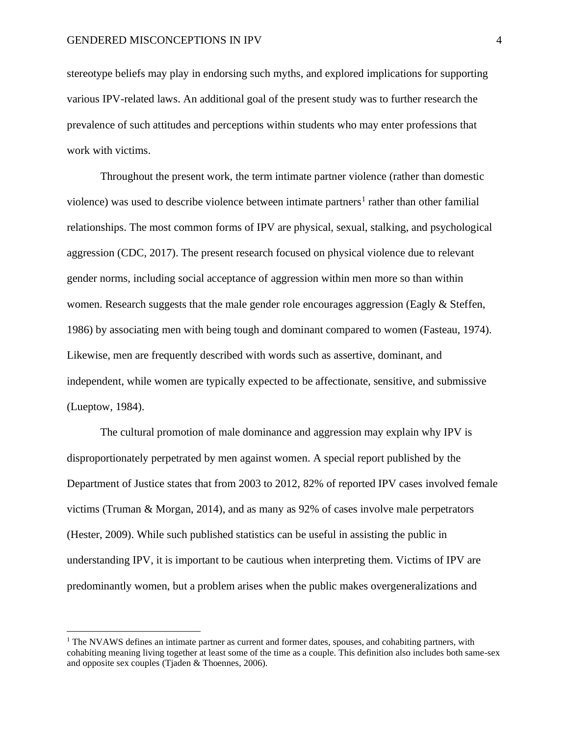stereotype beliefs may play in endorsing such myths, and explored implications for supporting various IPV-related laws. An additional goal of the present study was to further research the prevalence of such attitudes and perceptions within students who may enter professions that work with victims.

Throughout the present work, the term intimate partner violence (rather than domestic violence) was used to describe violence between intimate partners[1] rather than other familial relationships. The most common forms of IPV are physical, sexual, stalking, and psychological aggression (CDC, 2017). The present research focused on physical violence due to relevant gender norms, including social acceptance of aggression within men more so than within women. Research suggests that the male gender role encourages aggression (Eagly & Steffen, 1986) by associating men with being tough and dominant compared to women (Fasteau, 1974). Likewise, men are frequently described with words such as assertive, dominant, and independent, while women are typically expected to be affectionate, sensitive, and submissive (Lueptow, 1984).

The cultural promotion of male dominance and aggression may explain why IPV is disproportionately perpetrated by men against women. A special report published by the Department of Justice states that from 2003 to 2012, 82% of reported IPV cases involved female victims (Truman & Morgan, 2014), and as many as 92% of cases involve male perpetrators (Hester, 2009). While such published statistics can be useful in assisting the public in understanding IPV, it is important to be cautious when interpreting them. Victims of IPV are predominantly women, but a problem arises when the public makes overgeneralizations and

[1] The NVAWS defines an intimate partner as current and former dates, spouses, and cohabiting partners, with cohabiting meaning living together at least some of the time as a couple. This definition also includes both same-sex and opposite sex couples (Tjaden & Thoennes, 2006).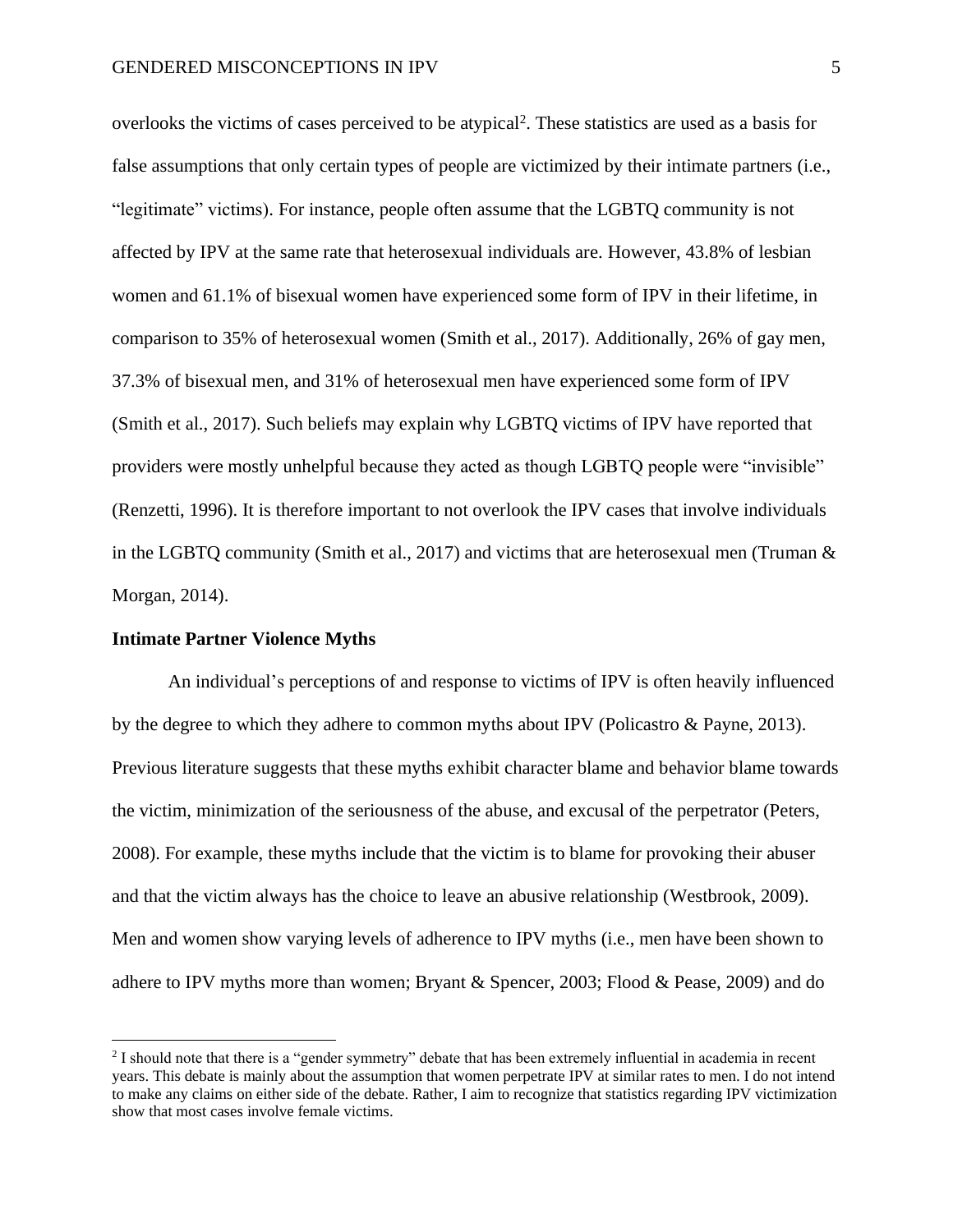overlooks the victims of cases perceived to be atypical[2]. These statistics are used as a basis for false assumptions that only certain types of people are victimized by their intimate partners (i.e., "legitimate" victims). For instance, people often assume that the LGBTQ community is not affected by IPV at the same rate that heterosexual individuals are. However, 43.8% of lesbian women and 61.1% of bisexual women have experienced some form of IPV in their lifetime, in comparison to 35% of heterosexual women (Smith et al., 2017). Additionally, 26% of gay men, 37.3% of bisexual men, and 31% of heterosexual men have experienced some form of IPV (Smith et al., 2017). Such beliefs may explain why LGBTQ victims of IPV have reported that providers were mostly unhelpful because they acted as though LGBTQ people were "invisible" (Renzetti, 1996). It is therefore important to not overlook the IPV cases that involve individuals in the LGBTQ community (Smith et al., 2017) and victims that are heterosexual men (Truman & Morgan, 2014).

**Intimate Partner Violence Myths**

An individual's perceptions of and response to victims of IPV is often heavily influenced by the degree to which they adhere to common myths about IPV (Policastro & Payne, 2013). Previous literature suggests that these myths exhibit character blame and behavior blame towards the victim, minimization of the seriousness of the abuse, and excusal of the perpetrator (Peters, 2008). For example, these myths include that the victim is to blame for provoking their abuser and that the victim always has the choice to leave an abusive relationship (Westbrook, 2009). Men and women show varying levels of adherence to IPV myths (i.e., men have been shown to adhere to IPV myths more than women; Bryant & Spencer, 2003; Flood & Pease, 2009) and do

[2] I should note that there is a "gender symmetry" debate that has been extremely influential in academia in recent years. This debate is mainly about the assumption that women perpetrate IPV at similar rates to men. I do not intend to make any claims on either side of the debate. Rather, I aim to recognize that statistics regarding IPV victimization show that most cases involve female victims.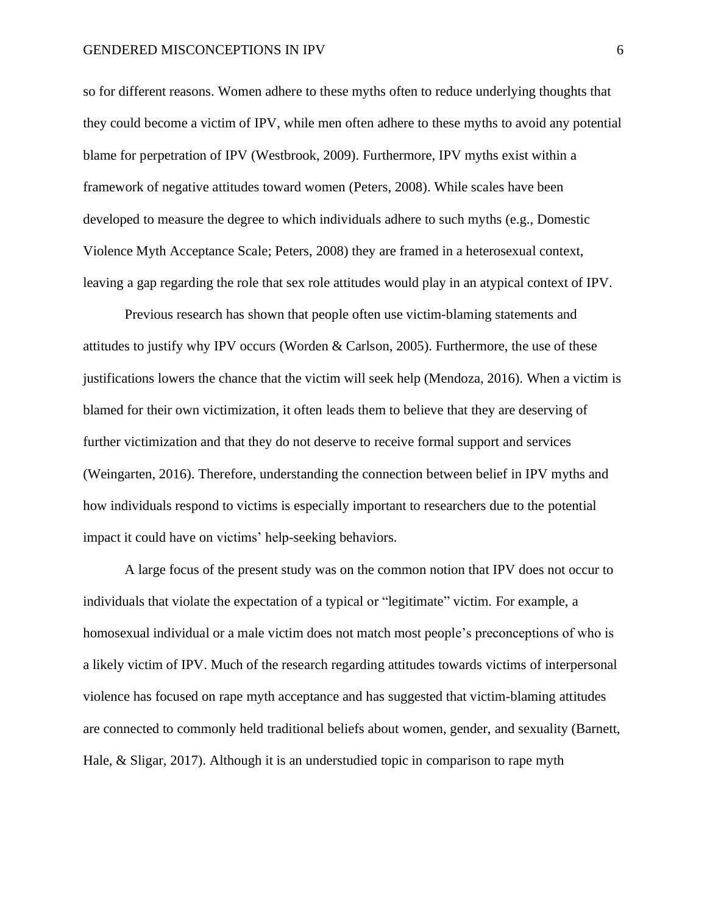so for different reasons. Women adhere to these myths often to reduce underlying thoughts that they could become a victim of IPV, while men often adhere to these myths to avoid any potential blame for perpetration of IPV (Westbrook, 2009). Furthermore, IPV myths exist within a framework of negative attitudes toward women (Peters, 2008). While scales have been developed to measure the degree to which individuals adhere to such myths (e.g., Domestic Violence Myth Acceptance Scale; Peters, 2008) they are framed in a heterosexual context, leaving a gap regarding the role that sex role attitudes would play in an atypical context of IPV.

Previous research has shown that people often use victim-blaming statements and attitudes to justify why IPV occurs (Worden & Carlson, 2005). Furthermore, the use of these justifications lowers the chance that the victim will seek help (Mendoza, 2016). When a victim is blamed for their own victimization, it often leads them to believe that they are deserving of further victimization and that they do not deserve to receive formal support and services (Weingarten, 2016). Therefore, understanding the connection between belief in IPV myths and how individuals respond to victims is especially important to researchers due to the potential impact it could have on victims' help-seeking behaviors.

A large focus of the present study was on the common notion that IPV does not occur to individuals that violate the expectation of a typical or "legitimate" victim. For example, a homosexual individual or a male victim does not match most people's preconceptions of who is a likely victim of IPV. Much of the research regarding attitudes towards victims of interpersonal violence has focused on rape myth acceptance and has suggested that victim-blaming attitudes are connected to commonly held traditional beliefs about women, gender, and sexuality (Barnett, Hale, & Sligar, 2017). Although it is an understudied topic in comparison to rape myth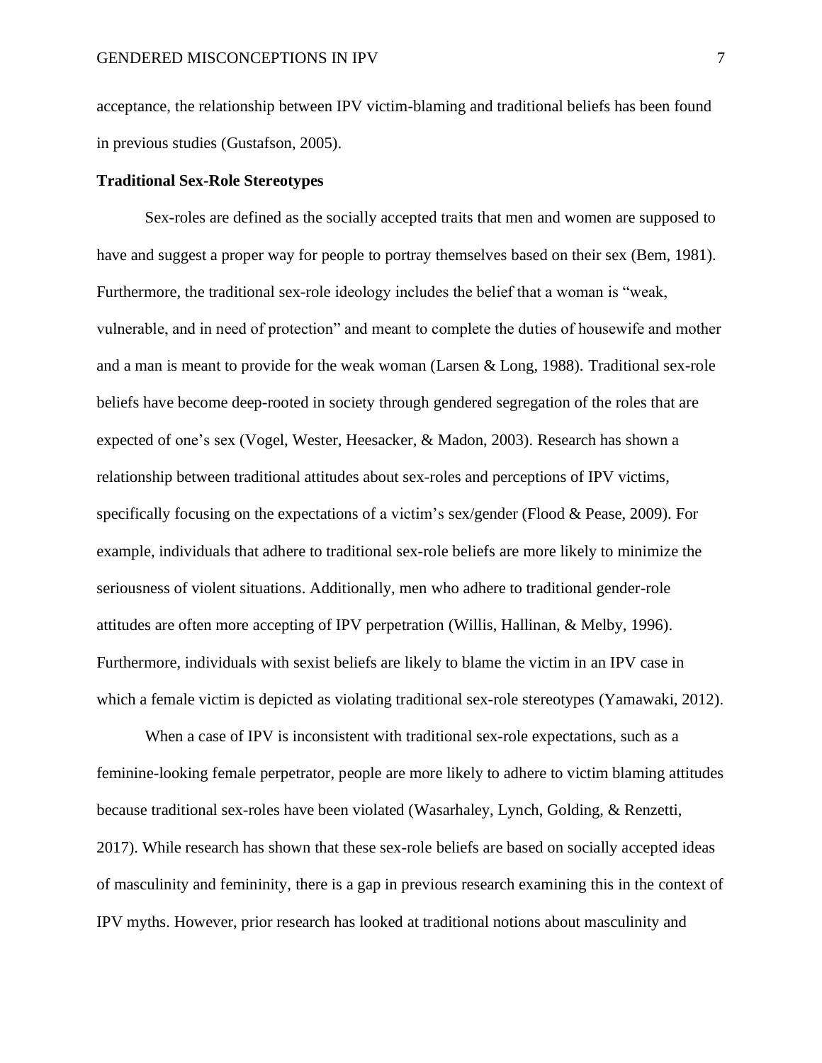acceptance, the relationship between IPV victim-blaming and traditional beliefs has been found in previous studies (Gustafson, 2005).

**Traditional Sex-Role Stereotypes**

Sex-roles are defined as the socially accepted traits that men and women are supposed to have and suggest a proper way for people to portray themselves based on their sex (Bem, 1981). Furthermore, the traditional sex-role ideology includes the belief that a woman is "weak, vulnerable, and in need of protection" and meant to complete the duties of housewife and mother and a man is meant to provide for the weak woman (Larsen & Long, 1988). Traditional sex-role beliefs have become deep-rooted in society through gendered segregation of the roles that are expected of one's sex (Vogel, Wester, Heesacker, & Madon, 2003). Research has shown a relationship between traditional attitudes about sex-roles and perceptions of IPV victims, specifically focusing on the expectations of a victim's sex/gender (Flood & Pease, 2009). For example, individuals that adhere to traditional sex-role beliefs are more likely to minimize the seriousness of violent situations. Additionally, men who adhere to traditional gender-role attitudes are often more accepting of IPV perpetration (Willis, Hallinan, & Melby, 1996). Furthermore, individuals with sexist beliefs are likely to blame the victim in an IPV case in which a female victim is depicted as violating traditional sex-role stereotypes (Yamawaki, 2012).

When a case of IPV is inconsistent with traditional sex-role expectations, such as a feminine-looking female perpetrator, people are more likely to adhere to victim blaming attitudes because traditional sex-roles have been violated (Wasarhaley, Lynch, Golding, & Renzetti, 2017). While research has shown that these sex-role beliefs are based on socially accepted ideas of masculinity and femininity, there is a gap in previous research examining this in the context of IPV myths. However, prior research has looked at traditional notions about masculinity and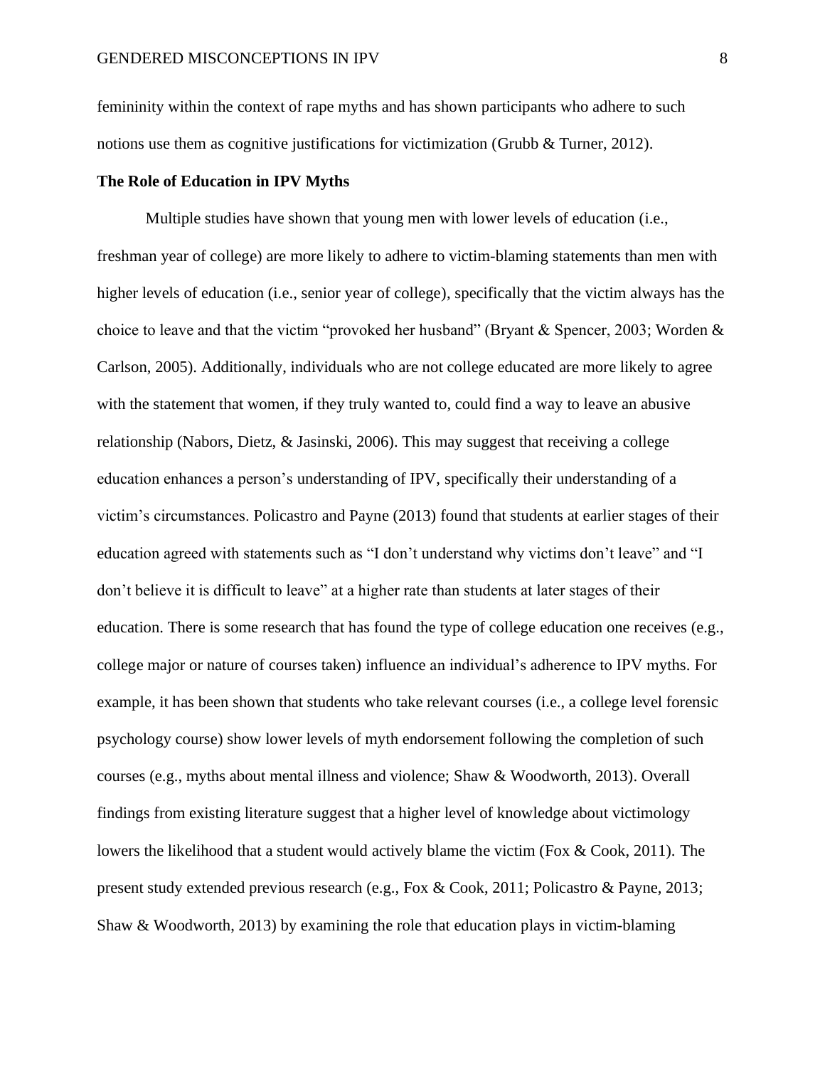femininity within the context of rape myths and has shown participants who adhere to such notions use them as cognitive justifications for victimization (Grubb & Turner, 2012).

### The Role of Education in IPV Myths

Multiple studies have shown that young men with lower levels of education (i.e., freshman year of college) are more likely to adhere to victim-blaming statements than men with higher levels of education (i.e., senior year of college), specifically that the victim always has the choice to leave and that the victim "provoked her husband" (Bryant & Spencer, 2003; Worden & Carlson, 2005). Additionally, individuals who are not college educated are more likely to agree with the statement that women, if they truly wanted to, could find a way to leave an abusive relationship (Nabors, Dietz, & Jasinski, 2006). This may suggest that receiving a college education enhances a person's understanding of IPV, specifically their understanding of a victim's circumstances. Policastro and Payne (2013) found that students at earlier stages of their education agreed with statements such as "I don't understand why victims don't leave" and "I don't believe it is difficult to leave" at a higher rate than students at later stages of their education. There is some research that has found the type of college education one receives (e.g., college major or nature of courses taken) influence an individual's adherence to IPV myths. For example, it has been shown that students who take relevant courses (i.e., a college level forensic psychology course) show lower levels of myth endorsement following the completion of such courses (e.g., myths about mental illness and violence; Shaw & Woodworth, 2013). Overall findings from existing literature suggest that a higher level of knowledge about victimology lowers the likelihood that a student would actively blame the victim (Fox & Cook, 2011). The present study extended previous research (e.g., Fox & Cook, 2011; Policastro & Payne, 2013; Shaw & Woodworth, 2013) by examining the role that education plays in victim-blaming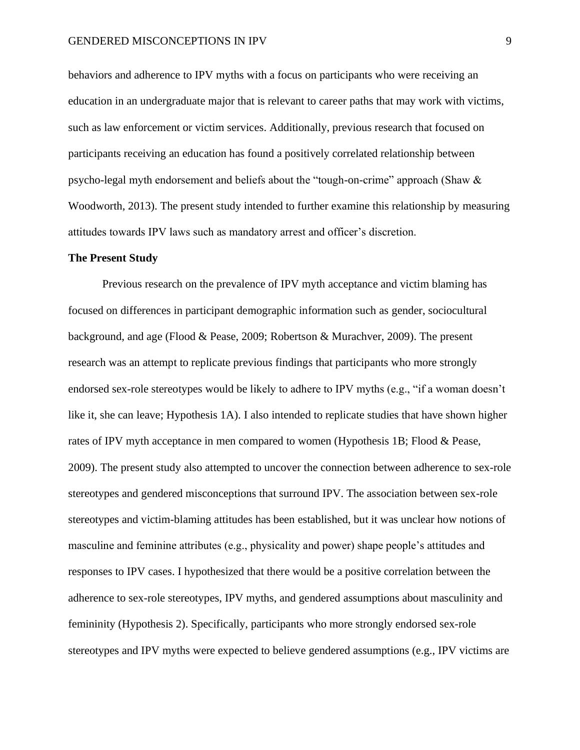behaviors and adherence to IPV myths with a focus on participants who were receiving an education in an undergraduate major that is relevant to career paths that may work with victims, such as law enforcement or victim services. Additionally, previous research that focused on participants receiving an education has found a positively correlated relationship between psycho-legal myth endorsement and beliefs about the "tough-on-crime" approach (Shaw & Woodworth, 2013). The present study intended to further examine this relationship by measuring attitudes towards IPV laws such as mandatory arrest and officer's discretion.

**The Present Study**

Previous research on the prevalence of IPV myth acceptance and victim blaming has focused on differences in participant demographic information such as gender, sociocultural background, and age (Flood & Pease, 2009; Robertson & Murachver, 2009). The present research was an attempt to replicate previous findings that participants who more strongly endorsed sex-role stereotypes would be likely to adhere to IPV myths (e.g., "if a woman doesn't like it, she can leave; Hypothesis 1A). I also intended to replicate studies that have shown higher rates of IPV myth acceptance in men compared to women (Hypothesis 1B; Flood & Pease, 2009). The present study also attempted to uncover the connection between adherence to sex-role stereotypes and gendered misconceptions that surround IPV. The association between sex-role stereotypes and victim-blaming attitudes has been established, but it was unclear how notions of masculine and feminine attributes (e.g., physicality and power) shape people's attitudes and responses to IPV cases. I hypothesized that there would be a positive correlation between the adherence to sex-role stereotypes, IPV myths, and gendered assumptions about masculinity and femininity (Hypothesis 2). Specifically, participants who more strongly endorsed sex-role stereotypes and IPV myths were expected to believe gendered assumptions (e.g., IPV victims are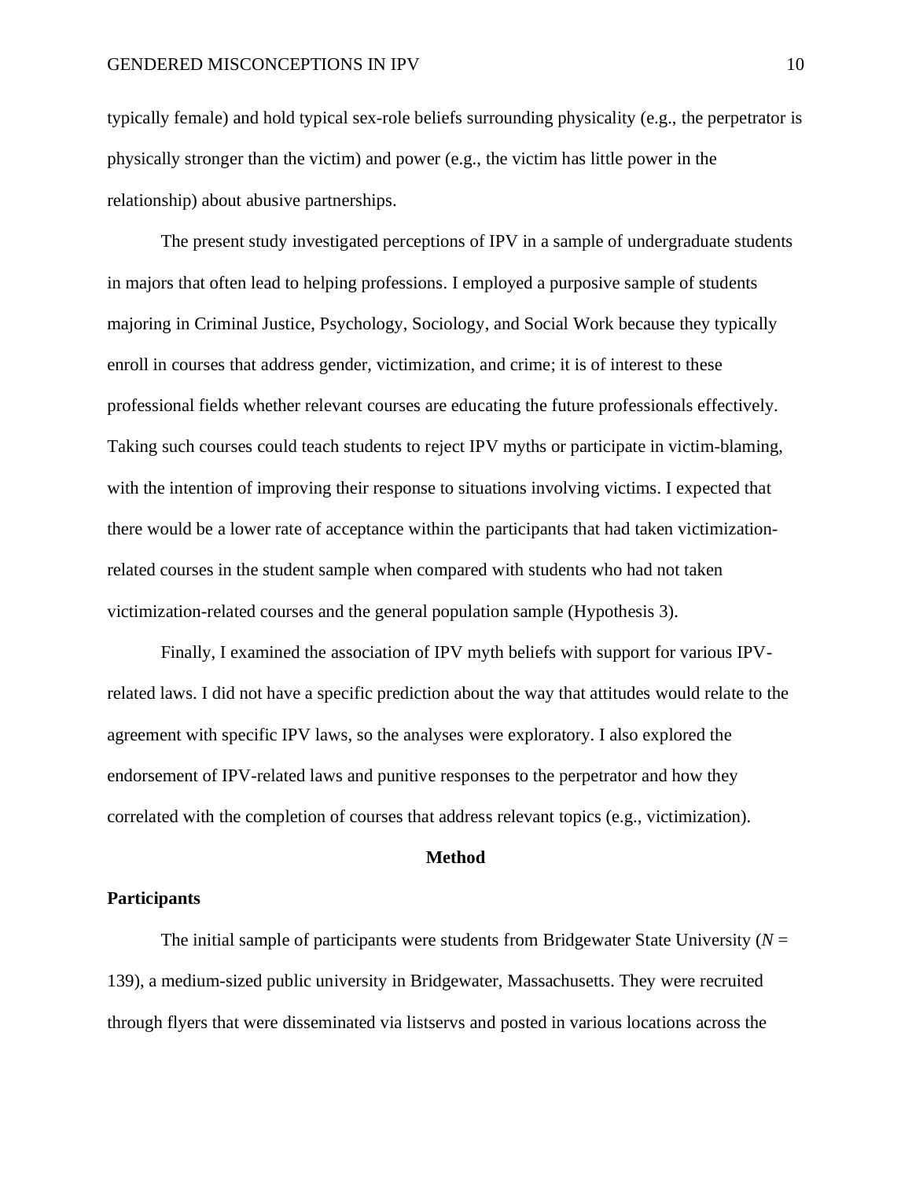typically female) and hold typical sex-role beliefs surrounding physicality (e.g., the perpetrator is physically stronger than the victim) and power (e.g., the victim has little power in the relationship) about abusive partnerships.

The present study investigated perceptions of IPV in a sample of undergraduate students in majors that often lead to helping professions. I employed a purposive sample of students majoring in Criminal Justice, Psychology, Sociology, and Social Work because they typically enroll in courses that address gender, victimization, and crime; it is of interest to these professional fields whether relevant courses are educating the future professionals effectively. Taking such courses could teach students to reject IPV myths or participate in victim-blaming, with the intention of improving their response to situations involving victims. I expected that there would be a lower rate of acceptance within the participants that had taken victimization-related courses in the student sample when compared with students who had not taken victimization-related courses and the general population sample (Hypothesis 3).

Finally, I examined the association of IPV myth beliefs with support for various IPV-related laws. I did not have a specific prediction about the way that attitudes would relate to the agreement with specific IPV laws, so the analyses were exploratory. I also explored the endorsement of IPV-related laws and punitive responses to the perpetrator and how they correlated with the completion of courses that address relevant topics (e.g., victimization).

## Method

### Participants

The initial sample of participants were students from Bridgewater State University ($N$ = 139), a medium-sized public university in Bridgewater, Massachusetts. They were recruited through flyers that were disseminated via listservs and posted in various locations across the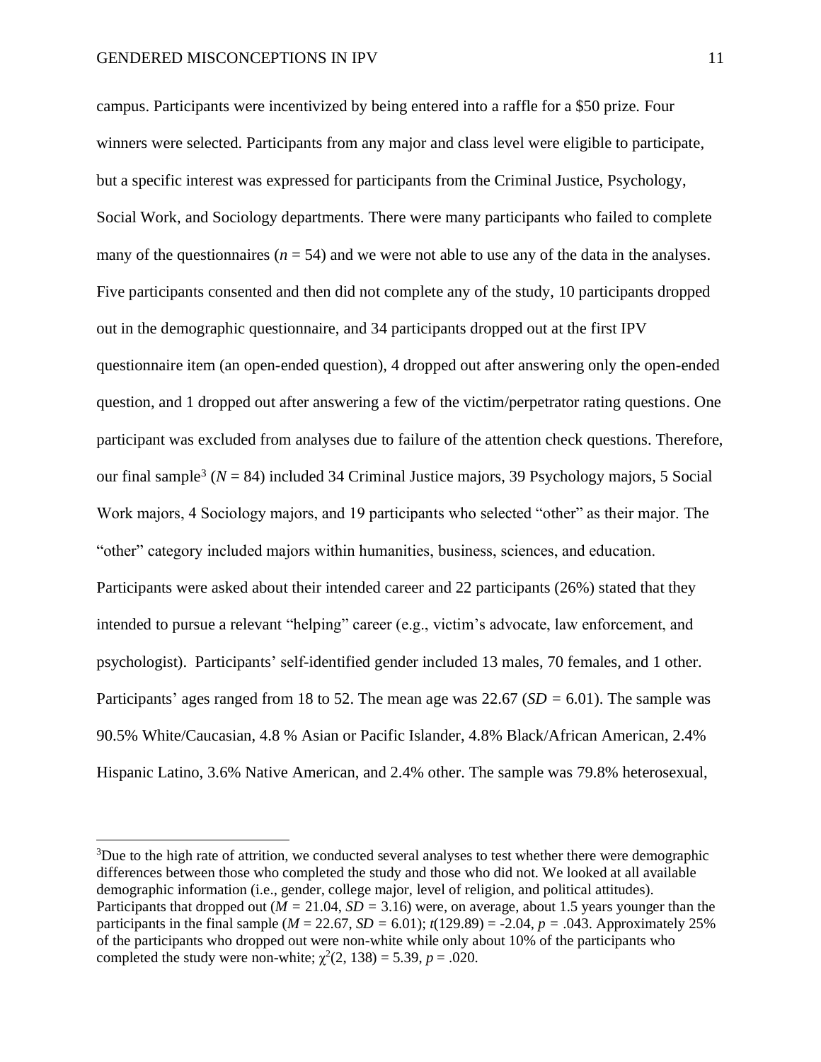campus. Participants were incentivized by being entered into a raffle for a $50 prize. Four winners were selected. Participants from any major and class level were eligible to participate, but a specific interest was expressed for participants from the Criminal Justice, Psychology, Social Work, and Sociology departments. There were many participants who failed to complete many of the questionnaires ($n$ = 54) and we were not able to use any of the data in the analyses. Five participants consented and then did not complete any of the study, 10 participants dropped out in the demographic questionnaire, and 34 participants dropped out at the first IPV questionnaire item (an open-ended question), 4 dropped out after answering only the open-ended question, and 1 dropped out after answering a few of the victim/perpetrator rating questions. One participant was excluded from analyses due to failure of the attention check questions. Therefore, our final sample[3] ($N$ = 84) included 34 Criminal Justice majors, 39 Psychology majors, 5 Social Work majors, 4 Sociology majors, and 19 participants who selected "other" as their major. The "other" category included majors within humanities, business, sciences, and education. Participants were asked about their intended career and 22 participants (26%) stated that they intended to pursue a relevant "helping" career (e.g., victim's advocate, law enforcement, and psychologist). Participants' self-identified gender included 13 males, 70 females, and 1 other. Participants' ages ranged from 18 to 52. The mean age was 22.67 ($SD$ = 6.01). The sample was 90.5% White/Caucasian, 4.8 % Asian or Pacific Islander, 4.8% Black/African American, 2.4% Hispanic Latino, 3.6% Native American, and 2.4% other. The sample was 79.8% heterosexual,

[3]Due to the high rate of attrition, we conducted several analyses to test whether there were demographic differences between those who completed the study and those who did not. We looked at all available demographic information (i.e., gender, college major, level of religion, and political attitudes). Participants that dropped out ($M$ = 21.04, $SD$ = 3.16) were, on average, about 1.5 years younger than the participants in the final sample ($M$ = 22.67, $SD$ = 6.01); $t(129.89) = -2.04$, $p$ = .043. Approximately 25% of the participants who dropped out were non-white while only about 10% of the participants who completed the study were non-white; $\chi^2(2, 138) = 5.39$, $p$ = .020.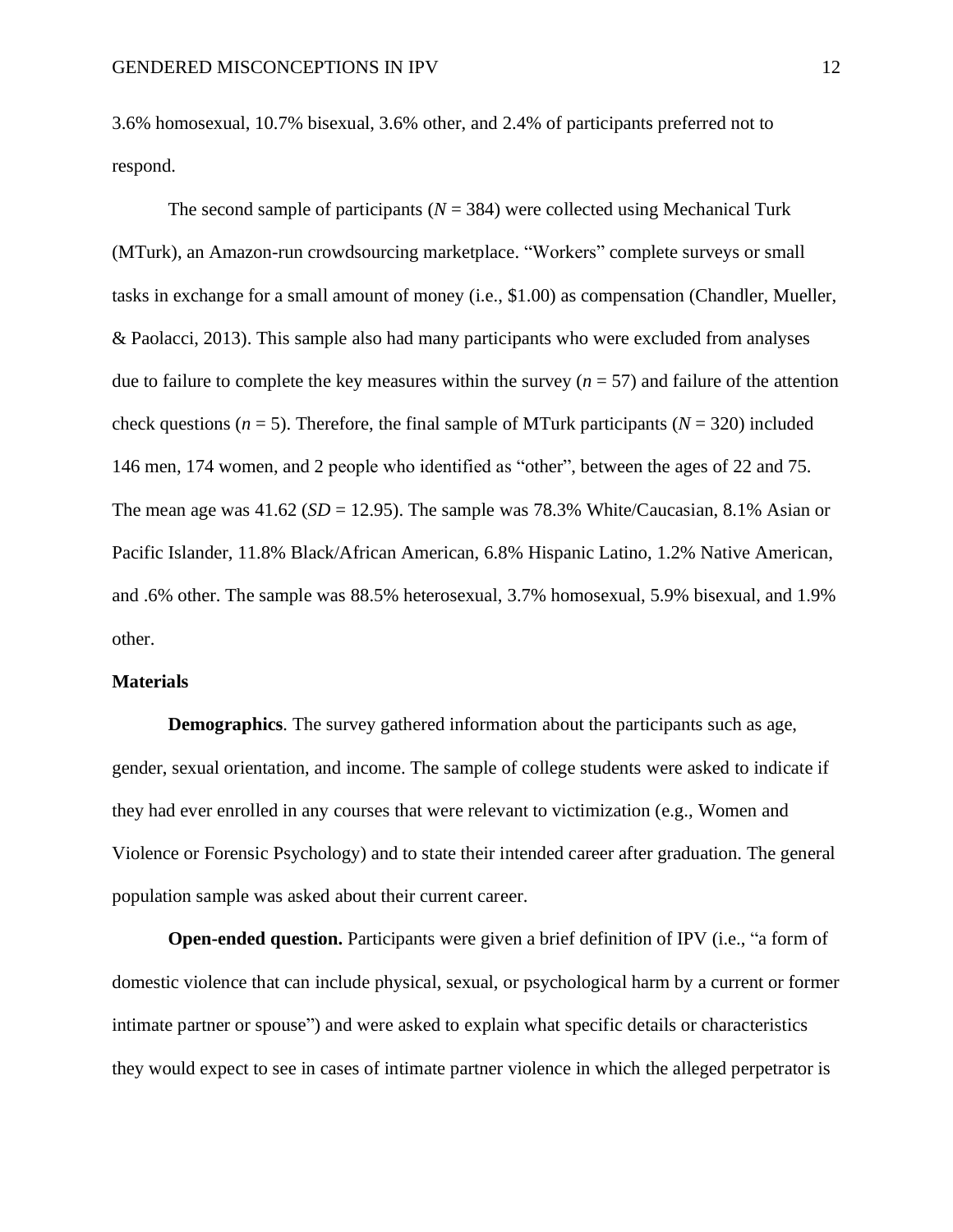3.6% homosexual, 10.7% bisexual, 3.6% other, and 2.4% of participants preferred not to respond.

The second sample of participants ($N$ = 384) were collected using Mechanical Turk (MTurk), an Amazon-run crowdsourcing marketplace. "Workers" complete surveys or small tasks in exchange for a small amount of money (i.e., $1.00) as compensation (Chandler, Mueller, & Paolacci, 2013). This sample also had many participants who were excluded from analyses due to failure to complete the key measures within the survey ($n$ = 57) and failure of the attention check questions ($n$ = 5). Therefore, the final sample of MTurk participants ($N$ = 320) included 146 men, 174 women, and 2 people who identified as "other", between the ages of 22 and 75. The mean age was 41.62 ($SD$ = 12.95). The sample was 78.3% White/Caucasian, 8.1% Asian or Pacific Islander, 11.8% Black/African American, 6.8% Hispanic Latino, 1.2% Native American, and .6% other. The sample was 88.5% heterosexual, 3.7% homosexual, 5.9% bisexual, and 1.9% other.

### Materials

**Demographics**. The survey gathered information about the participants such as age, gender, sexual orientation, and income. The sample of college students were asked to indicate if they had ever enrolled in any courses that were relevant to victimization (e.g., Women and Violence or Forensic Psychology) and to state their intended career after graduation. The general population sample was asked about their current career.

**Open-ended question.** Participants were given a brief definition of IPV (i.e., "a form of domestic violence that can include physical, sexual, or psychological harm by a current or former intimate partner or spouse") and were asked to explain what specific details or characteristics they would expect to see in cases of intimate partner violence in which the alleged perpetrator is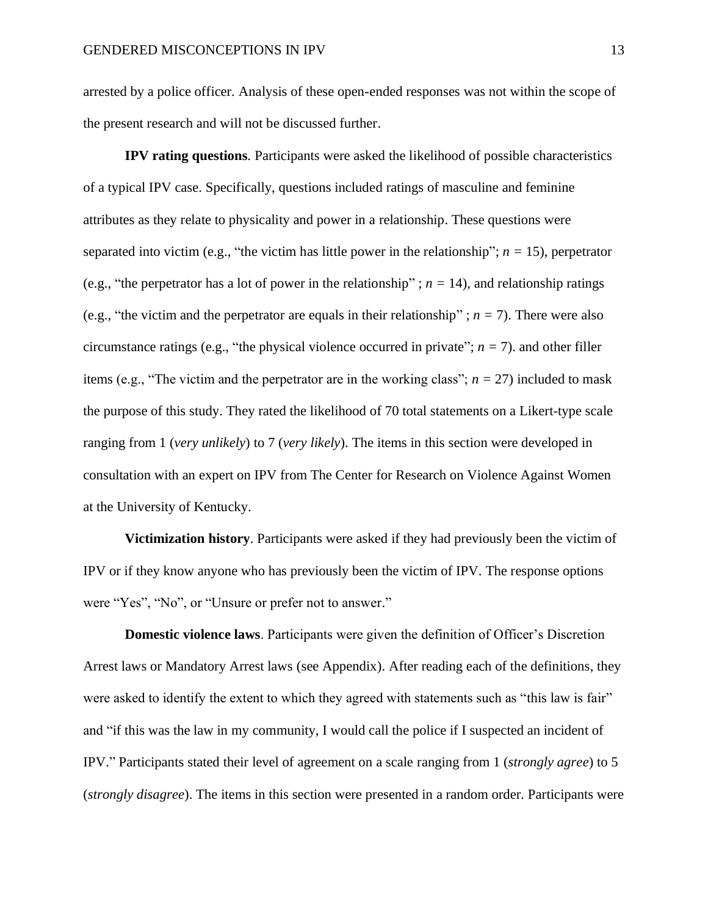arrested by a police officer. Analysis of these open-ended responses was not within the scope of the present research and will not be discussed further.

**IPV rating questions***.* Participants were asked the likelihood of possible characteristics of a typical IPV case. Specifically, questions included ratings of masculine and feminine attributes as they relate to physicality and power in a relationship. These questions were separated into victim (e.g., "the victim has little power in the relationship"; $n = 15$), perpetrator (e.g., "the perpetrator has a lot of power in the relationship" ; $n = 14$), and relationship ratings (e.g., "the victim and the perpetrator are equals in their relationship" ; $n = 7$). There were also circumstance ratings (e.g., "the physical violence occurred in private"; $n = 7$). and other filler items (e.g., "The victim and the perpetrator are in the working class"; $n = 27$) included to mask the purpose of this study. They rated the likelihood of 70 total statements on a Likert-type scale ranging from 1 (*very unlikely*) to 7 (*very likely*). The items in this section were developed in consultation with an expert on IPV from The Center for Research on Violence Against Women at the University of Kentucky.

**Victimization history**. Participants were asked if they had previously been the victim of IPV or if they know anyone who has previously been the victim of IPV. The response options were "Yes", "No", or "Unsure or prefer not to answer."

**Domestic violence laws**. Participants were given the definition of Officer's Discretion Arrest laws or Mandatory Arrest laws (see Appendix). After reading each of the definitions, they were asked to identify the extent to which they agreed with statements such as "this law is fair" and "if this was the law in my community, I would call the police if I suspected an incident of IPV." Participants stated their level of agreement on a scale ranging from 1 (*strongly agree*) to 5 (*strongly disagree*). The items in this section were presented in a random order. Participants were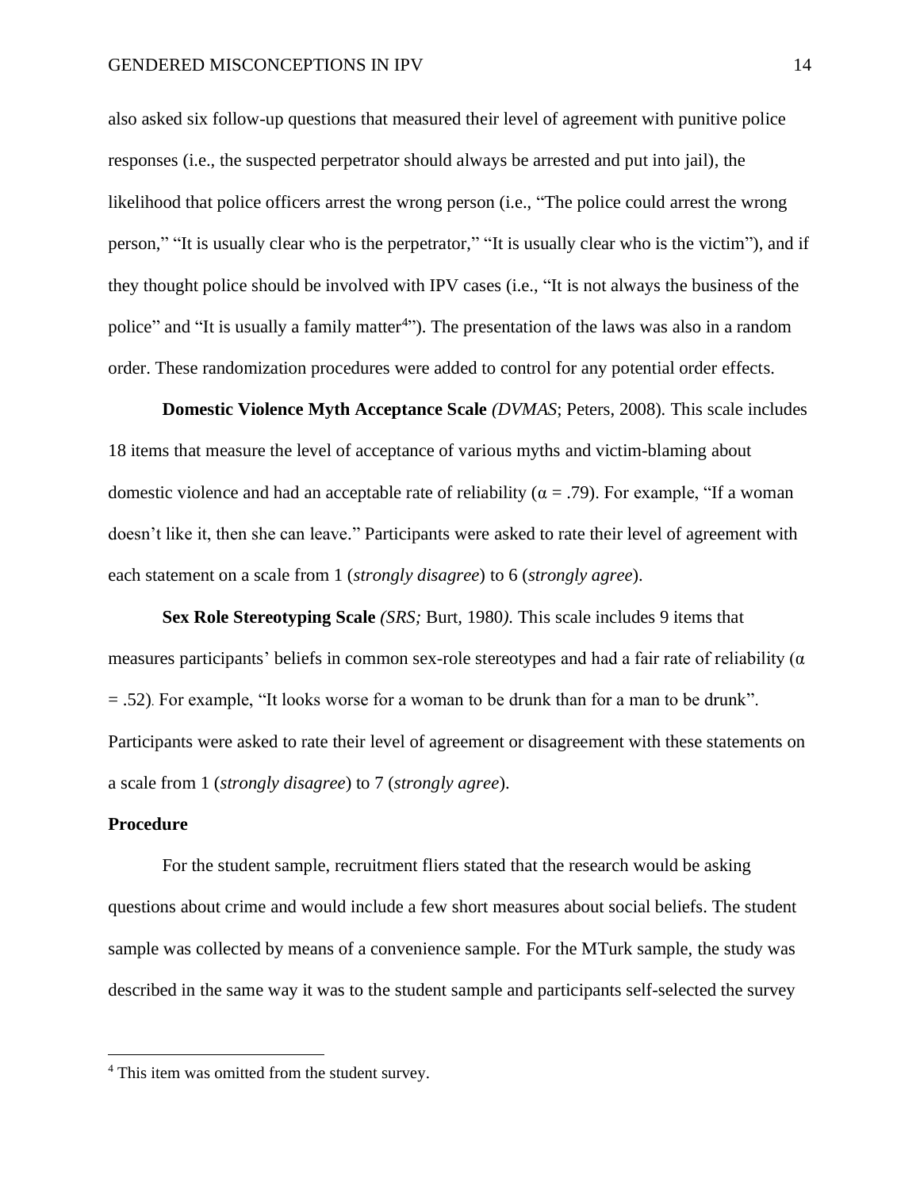also asked six follow-up questions that measured their level of agreement with punitive police responses (i.e., the suspected perpetrator should always be arrested and put into jail), the likelihood that police officers arrest the wrong person (i.e., "The police could arrest the wrong person," "It is usually clear who is the perpetrator," "It is usually clear who is the victim"), and if they thought police should be involved with IPV cases (i.e., "It is not always the business of the police" and "It is usually a family matter[4]"). The presentation of the laws was also in a random order. These randomization procedures were added to control for any potential order effects.

**Domestic Violence Myth Acceptance Scale** *(DVMAS*; Peters, 2008). This scale includes 18 items that measure the level of acceptance of various myths and victim-blaming about domestic violence and had an acceptable rate of reliability ($\alpha$ = .79). For example, "If a woman doesn't like it, then she can leave." Participants were asked to rate their level of agreement with each statement on a scale from 1 (*strongly disagree*) to 6 (*strongly agree*).

**Sex Role Stereotyping Scale** *(SRS;* Burt, 1980*).* This scale includes 9 items that measures participants' beliefs in common sex-role stereotypes and had a fair rate of reliability ($\alpha$ = .52). For example, "It looks worse for a woman to be drunk than for a man to be drunk". Participants were asked to rate their level of agreement or disagreement with these statements on a scale from 1 (*strongly disagree*) to 7 (*strongly agree*).

## Procedure

For the student sample, recruitment fliers stated that the research would be asking questions about crime and would include a few short measures about social beliefs. The student sample was collected by means of a convenience sample. For the MTurk sample, the study was described in the same way it was to the student sample and participants self-selected the survey

[4] This item was omitted from the student survey.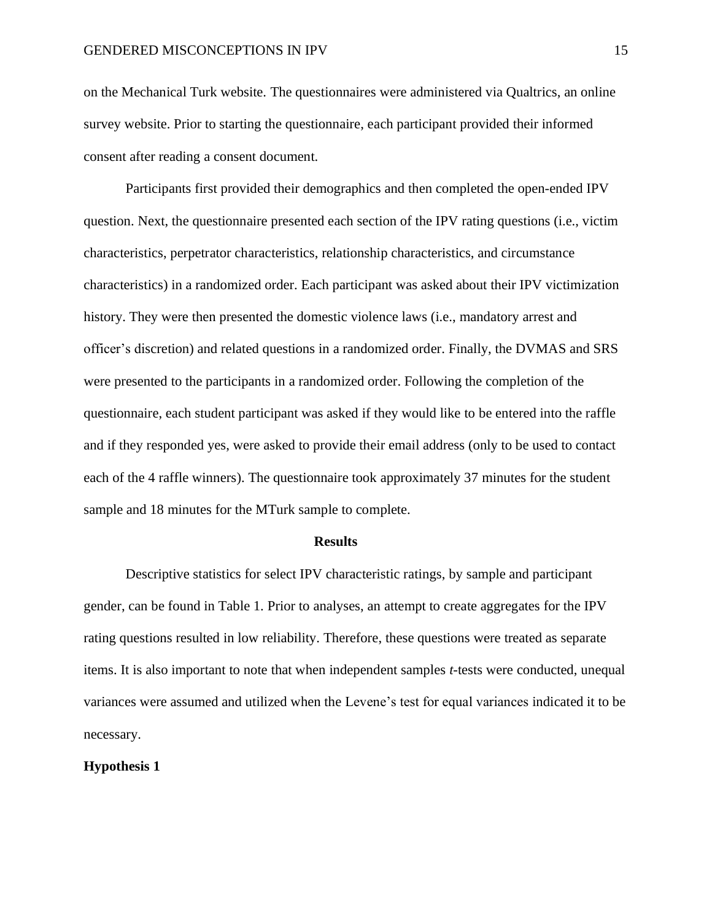on the Mechanical Turk website. The questionnaires were administered via Qualtrics, an online survey website. Prior to starting the questionnaire, each participant provided their informed consent after reading a consent document.

Participants first provided their demographics and then completed the open-ended IPV question. Next, the questionnaire presented each section of the IPV rating questions (i.e., victim characteristics, perpetrator characteristics, relationship characteristics, and circumstance characteristics) in a randomized order. Each participant was asked about their IPV victimization history. They were then presented the domestic violence laws (i.e., mandatory arrest and officer's discretion) and related questions in a randomized order. Finally, the DVMAS and SRS were presented to the participants in a randomized order. Following the completion of the questionnaire, each student participant was asked if they would like to be entered into the raffle and if they responded yes, were asked to provide their email address (only to be used to contact each of the 4 raffle winners). The questionnaire took approximately 37 minutes for the student sample and 18 minutes for the MTurk sample to complete.

## Results

Descriptive statistics for select IPV characteristic ratings, by sample and participant gender, can be found in Table 1. Prior to analyses, an attempt to create aggregates for the IPV rating questions resulted in low reliability. Therefore, these questions were treated as separate items. It is also important to note that when independent samples *t*-tests were conducted, unequal variances were assumed and utilized when the Levene's test for equal variances indicated it to be necessary.

### Hypothesis 1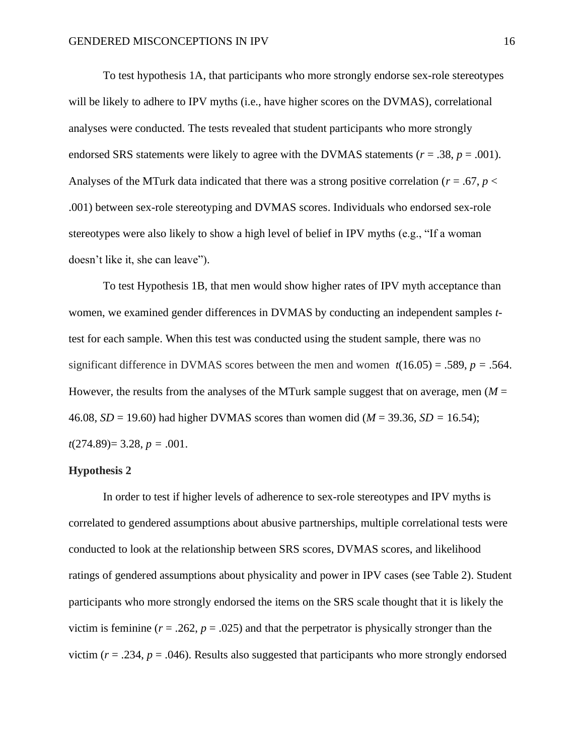To test hypothesis 1A, that participants who more strongly endorse sex-role stereotypes will be likely to adhere to IPV myths (i.e., have higher scores on the DVMAS), correlational analyses were conducted. The tests revealed that student participants who more strongly endorsed SRS statements were likely to agree with the DVMAS statements ($r = .38$, $p = .001$). Analyses of the MTurk data indicated that there was a strong positive correlation ($r = .67$, $p < .001$) between sex-role stereotyping and DVMAS scores. Individuals who endorsed sex-role stereotypes were also likely to show a high level of belief in IPV myths (e.g., "If a woman doesn't like it, she can leave").

To test Hypothesis 1B, that men would show higher rates of IPV myth acceptance than women, we examined gender differences in DVMAS by conducting an independent samples *t*-test for each sample. When this test was conducted using the student sample, there was no significant difference in DVMAS scores between the men and women $t(16.05) = .589$, $p = .564$. However, the results from the analyses of the MTurk sample suggest that on average, men ($M = 46.08$, $SD = 19.60$) had higher DVMAS scores than women did ($M = 39.36$, $SD = 16.54$); $t(274.89) = 3.28$, $p = .001$.

**Hypothesis 2**

In order to test if higher levels of adherence to sex-role stereotypes and IPV myths is correlated to gendered assumptions about abusive partnerships, multiple correlational tests were conducted to look at the relationship between SRS scores, DVMAS scores, and likelihood ratings of gendered assumptions about physicality and power in IPV cases (see Table 2). Student participants who more strongly endorsed the items on the SRS scale thought that it is likely the victim is feminine ($r = .262$, $p = .025$) and that the perpetrator is physically stronger than the victim ($r = .234$, $p = .046$). Results also suggested that participants who more strongly endorsed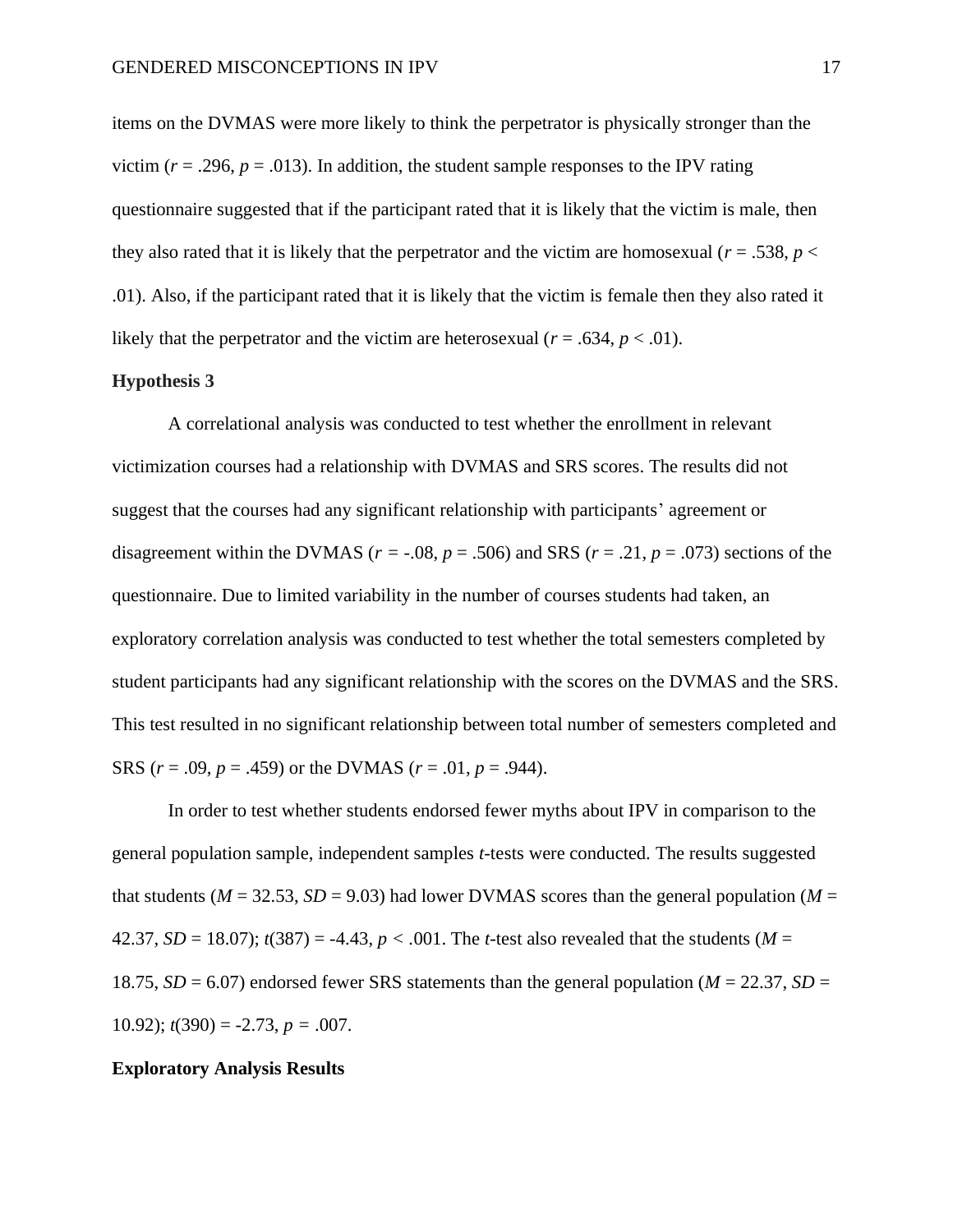items on the DVMAS were more likely to think the perpetrator is physically stronger than the victim ($r$ = .296, $p$ = .013). In addition, the student sample responses to the IPV rating questionnaire suggested that if the participant rated that it is likely that the victim is male, then they also rated that it is likely that the perpetrator and the victim are homosexual ($r$ = .538, $p$ < .01). Also, if the participant rated that it is likely that the victim is female then they also rated it likely that the perpetrator and the victim are heterosexual ($r$ = .634, $p$ < .01).

**Hypothesis 3**

A correlational analysis was conducted to test whether the enrollment in relevant victimization courses had a relationship with DVMAS and SRS scores. The results did not suggest that the courses had any significant relationship with participants' agreement or disagreement within the DVMAS ($r$ = -.08, $p$ = .506) and SRS ($r$ = .21, $p$ = .073) sections of the questionnaire. Due to limited variability in the number of courses students had taken, an exploratory correlation analysis was conducted to test whether the total semesters completed by student participants had any significant relationship with the scores on the DVMAS and the SRS. This test resulted in no significant relationship between total number of semesters completed and SRS ($r$ = .09, $p$ = .459) or the DVMAS ($r$ = .01, $p$ = .944).

In order to test whether students endorsed fewer myths about IPV in comparison to the general population sample, independent samples $t$-tests were conducted. The results suggested that students ($M$ = 32.53, $SD$ = 9.03) had lower DVMAS scores than the general population ($M$ = 42.37, $SD$ = 18.07); $t(387)$ = -4.43, $p$ < .001. The $t$-test also revealed that the students ($M$ = 18.75, $SD$ = 6.07) endorsed fewer SRS statements than the general population ($M$ = 22.37, $SD$ = 10.92); $t(390)$ = -2.73, $p$ = .007.

**Exploratory Analysis Results**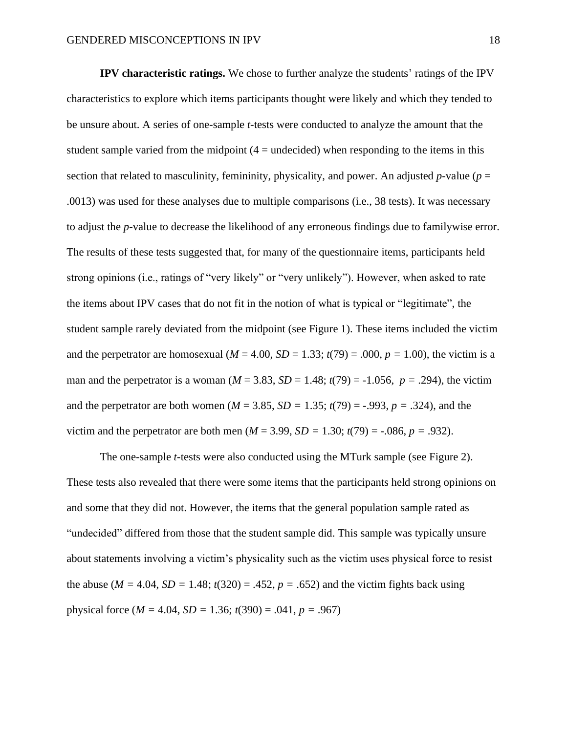**IPV characteristic ratings.** We chose to further analyze the students' ratings of the IPV characteristics to explore which items participants thought were likely and which they tended to be unsure about. A series of one-sample *t*-tests were conducted to analyze the amount that the student sample varied from the midpoint (4 = undecided) when responding to the items in this section that related to masculinity, femininity, physicality, and power. An adjusted *p*-value ($p$ = .0013) was used for these analyses due to multiple comparisons (i.e., 38 tests). It was necessary to adjust the *p*-value to decrease the likelihood of any erroneous findings due to familywise error. The results of these tests suggested that, for many of the questionnaire items, participants held strong opinions (i.e., ratings of "very likely" or "very unlikely"). However, when asked to rate the items about IPV cases that do not fit in the notion of what is typical or "legitimate", the student sample rarely deviated from the midpoint (see Figure 1). These items included the victim and the perpetrator are homosexual ($M$ = 4.00, $SD$ = 1.33; $t(79)$ = .000, $p$ = 1.00), the victim is a man and the perpetrator is a woman ($M$ = 3.83, $SD$ = 1.48; $t(79)$ = -1.056, $p$ = .294), the victim and the perpetrator are both women ($M$ = 3.85, $SD$ = 1.35; $t(79)$ = -.993, $p$ = .324), and the victim and the perpetrator are both men ($M$ = 3.99, $SD$ = 1.30; $t(79)$ = -.086, $p$ = .932).

The one-sample *t*-tests were also conducted using the MTurk sample (see Figure 2). These tests also revealed that there were some items that the participants held strong opinions on and some that they did not. However, the items that the general population sample rated as "undecided" differed from those that the student sample did. This sample was typically unsure about statements involving a victim's physicality such as the victim uses physical force to resist the abuse ($M$ = 4.04, $SD$ = 1.48; $t(320)$ = .452, $p$ = .652) and the victim fights back using physical force ($M$ = 4.04, $SD$ = 1.36; $t(390)$ = .041, $p$ = .967)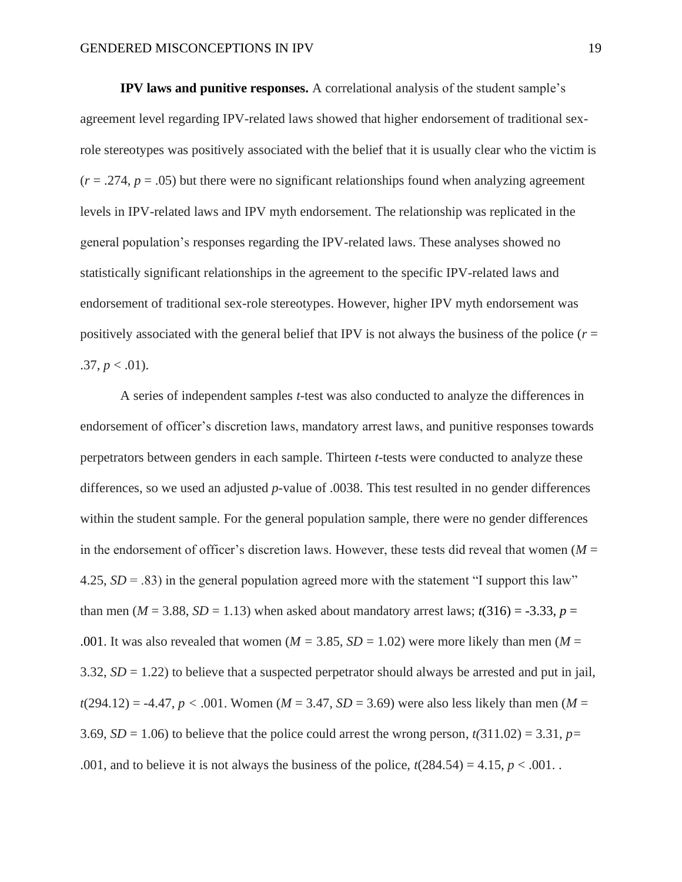**IPV laws and punitive responses.** A correlational analysis of the student sample's agreement level regarding IPV-related laws showed that higher endorsement of traditional sex-role stereotypes was positively associated with the belief that it is usually clear who the victim is ($r$ = .274, $p$ = .05) but there were no significant relationships found when analyzing agreement levels in IPV-related laws and IPV myth endorsement. The relationship was replicated in the general population's responses regarding the IPV-related laws. These analyses showed no statistically significant relationships in the agreement to the specific IPV-related laws and endorsement of traditional sex-role stereotypes. However, higher IPV myth endorsement was positively associated with the general belief that IPV is not always the business of the police ($r$ = .37, $p$ < .01).

A series of independent samples $t$-test was also conducted to analyze the differences in endorsement of officer's discretion laws, mandatory arrest laws, and punitive responses towards perpetrators between genders in each sample. Thirteen $t$-tests were conducted to analyze these differences, so we used an adjusted $p$-value of .0038. This test resulted in no gender differences within the student sample. For the general population sample, there were no gender differences in the endorsement of officer's discretion laws. However, these tests did reveal that women ($M$ = 4.25, $SD$ = .83) in the general population agreed more with the statement "I support this law" than men ($M$ = 3.88, $SD$ = 1.13) when asked about mandatory arrest laws; $t(316) = -3.33$, $p$ = .001. It was also revealed that women ($M$ = 3.85, $SD$ = 1.02) were more likely than men ($M$ = 3.32, $SD$ = 1.22) to believe that a suspected perpetrator should always be arrested and put in jail, $t(294.12) = -4.47$, $p$ < .001. Women ($M$ = 3.47, $SD$ = 3.69) were also less likely than men ($M$ = 3.69, $SD$ = 1.06) to believe that the police could arrest the wrong person, $t(311.02) = 3.31$, $p$= .001, and to believe it is not always the business of the police, $t(284.54) = 4.15$, $p$ < .001. .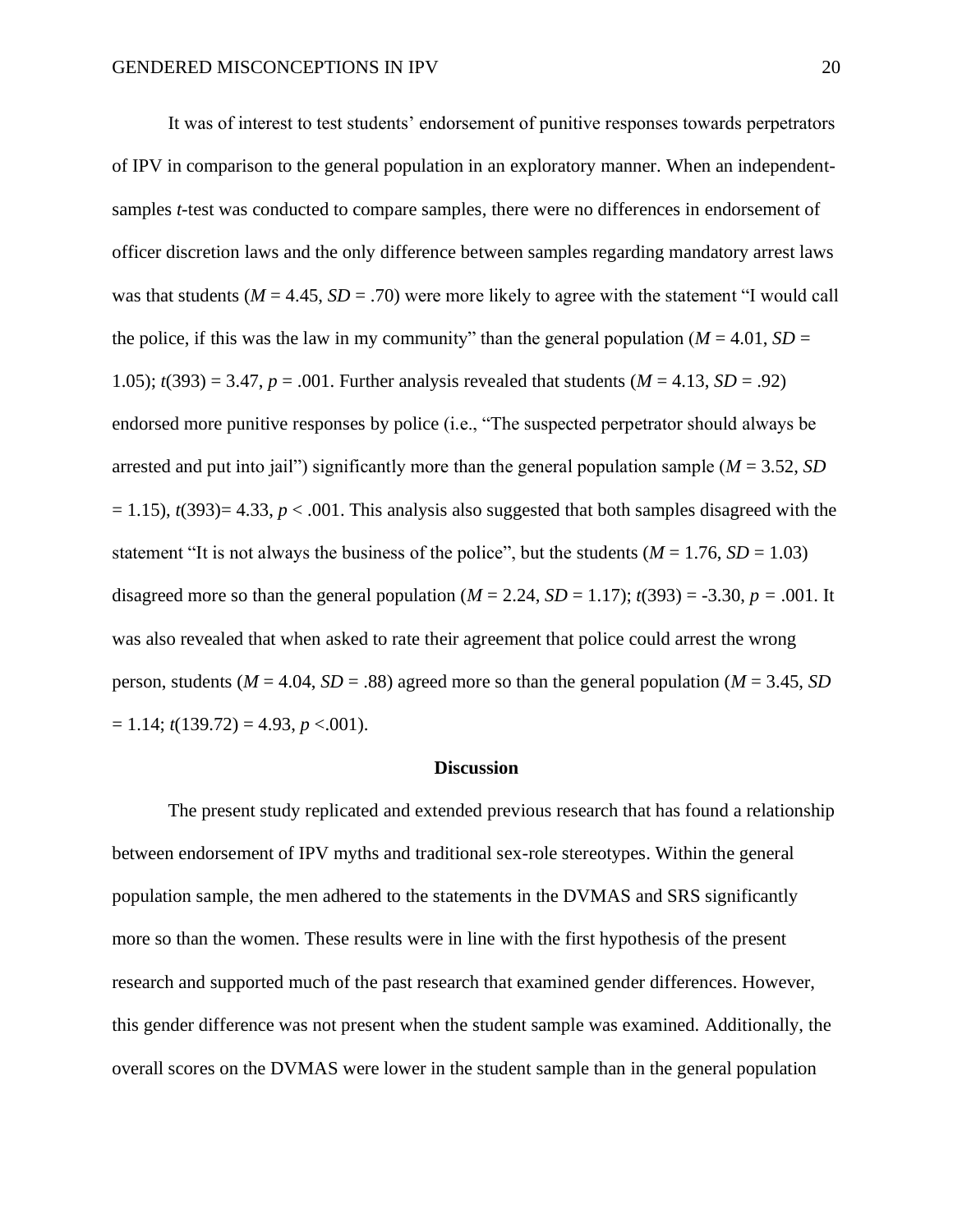It was of interest to test students' endorsement of punitive responses towards perpetrators of IPV in comparison to the general population in an exploratory manner. When an independent-samples *t*-test was conducted to compare samples, there were no differences in endorsement of officer discretion laws and the only difference between samples regarding mandatory arrest laws was that students ($M = 4.45$, $SD = .70$) were more likely to agree with the statement "I would call the police, if this was the law in my community" than the general population ($M = 4.01$, $SD = 1.05$); $t(393) = 3.47$, $p = .001$. Further analysis revealed that students ($M = 4.13$, $SD = .92$) endorsed more punitive responses by police (i.e., "The suspected perpetrator should always be arrested and put into jail") significantly more than the general population sample ($M = 3.52$, $SD = 1.15$), $t(393) = 4.33$, $p < .001$. This analysis also suggested that both samples disagreed with the statement "It is not always the business of the police", but the students ($M = 1.76$, $SD = 1.03$) disagreed more so than the general population ($M = 2.24$, $SD = 1.17$); $t(393) = -3.30$, $p = .001$. It was also revealed that when asked to rate their agreement that police could arrest the wrong person, students ($M = 4.04$, $SD = .88$) agreed more so than the general population ($M = 3.45$, $SD = 1.14$; $t(139.72) = 4.93$, $p < .001$).

## Discussion

The present study replicated and extended previous research that has found a relationship between endorsement of IPV myths and traditional sex-role stereotypes. Within the general population sample, the men adhered to the statements in the DVMAS and SRS significantly more so than the women. These results were in line with the first hypothesis of the present research and supported much of the past research that examined gender differences. However, this gender difference was not present when the student sample was examined. Additionally, the overall scores on the DVMAS were lower in the student sample than in the general population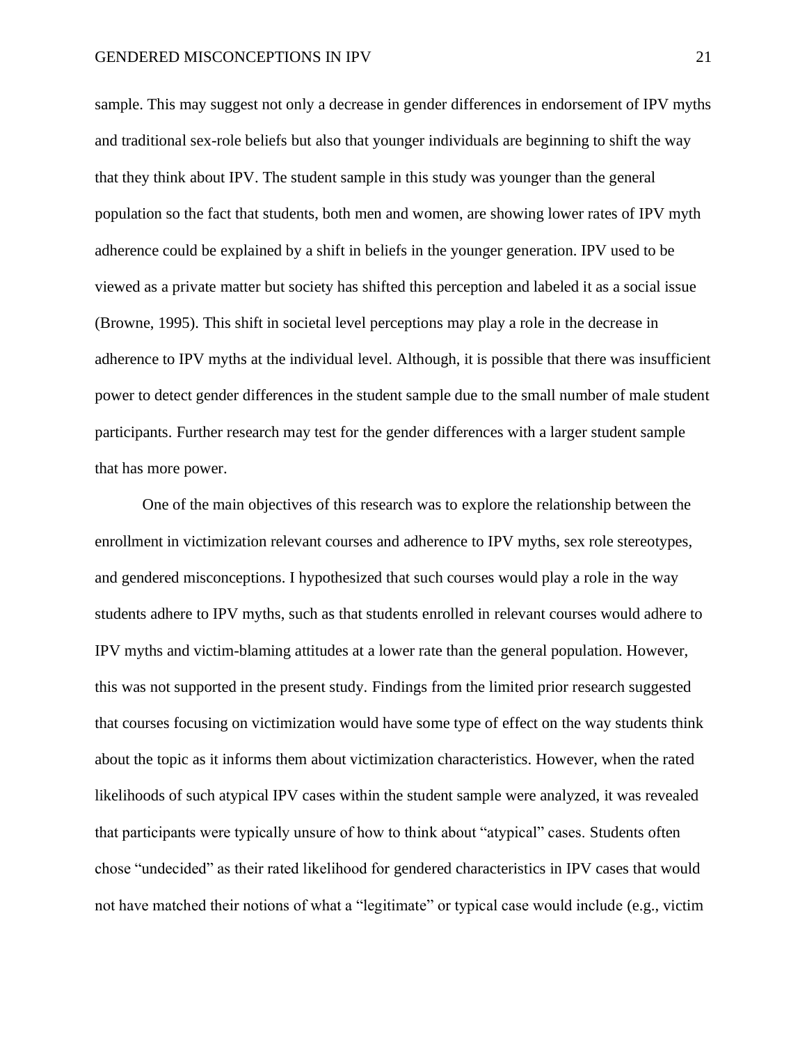sample. This may suggest not only a decrease in gender differences in endorsement of IPV myths and traditional sex-role beliefs but also that younger individuals are beginning to shift the way that they think about IPV. The student sample in this study was younger than the general population so the fact that students, both men and women, are showing lower rates of IPV myth adherence could be explained by a shift in beliefs in the younger generation. IPV used to be viewed as a private matter but society has shifted this perception and labeled it as a social issue (Browne, 1995). This shift in societal level perceptions may play a role in the decrease in adherence to IPV myths at the individual level. Although, it is possible that there was insufficient power to detect gender differences in the student sample due to the small number of male student participants. Further research may test for the gender differences with a larger student sample that has more power.

One of the main objectives of this research was to explore the relationship between the enrollment in victimization relevant courses and adherence to IPV myths, sex role stereotypes, and gendered misconceptions. I hypothesized that such courses would play a role in the way students adhere to IPV myths, such as that students enrolled in relevant courses would adhere to IPV myths and victim-blaming attitudes at a lower rate than the general population. However, this was not supported in the present study. Findings from the limited prior research suggested that courses focusing on victimization would have some type of effect on the way students think about the topic as it informs them about victimization characteristics. However, when the rated likelihoods of such atypical IPV cases within the student sample were analyzed, it was revealed that participants were typically unsure of how to think about "atypical" cases. Students often chose "undecided" as their rated likelihood for gendered characteristics in IPV cases that would not have matched their notions of what a "legitimate" or typical case would include (e.g., victim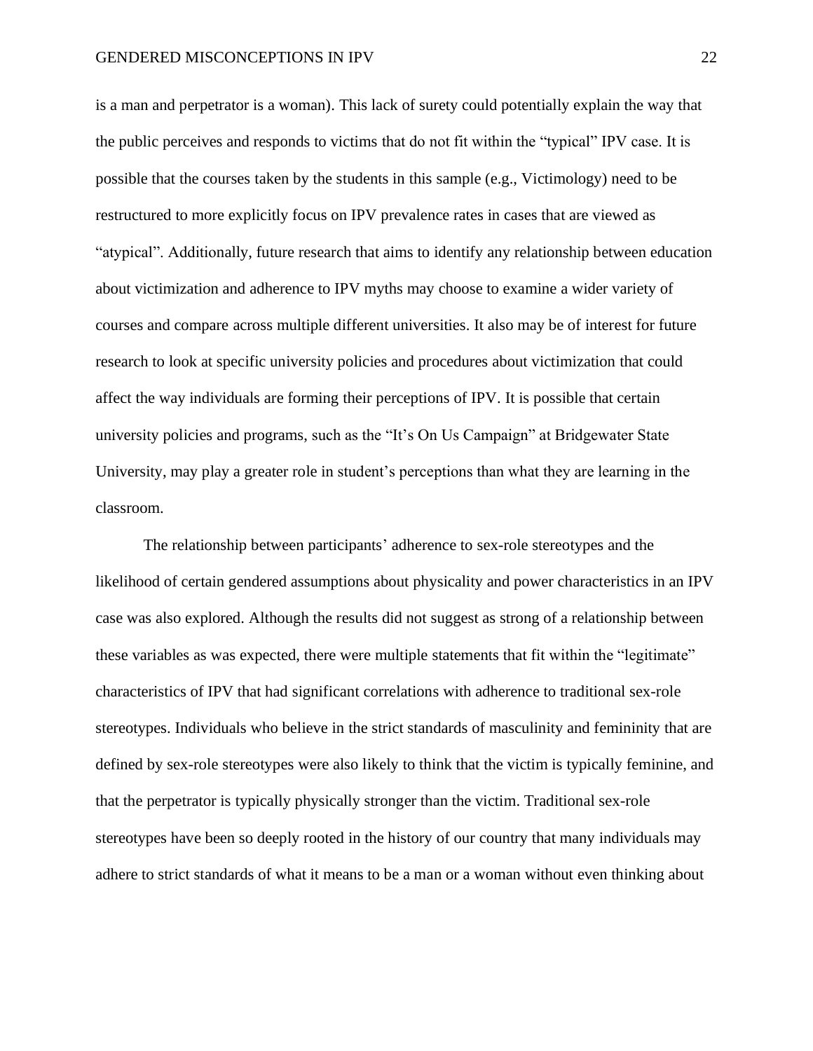is a man and perpetrator is a woman). This lack of surety could potentially explain the way that the public perceives and responds to victims that do not fit within the "typical" IPV case. It is possible that the courses taken by the students in this sample (e.g., Victimology) need to be restructured to more explicitly focus on IPV prevalence rates in cases that are viewed as "atypical". Additionally, future research that aims to identify any relationship between education about victimization and adherence to IPV myths may choose to examine a wider variety of courses and compare across multiple different universities. It also may be of interest for future research to look at specific university policies and procedures about victimization that could affect the way individuals are forming their perceptions of IPV. It is possible that certain university policies and programs, such as the "It's On Us Campaign" at Bridgewater State University, may play a greater role in student's perceptions than what they are learning in the classroom.

The relationship between participants' adherence to sex-role stereotypes and the likelihood of certain gendered assumptions about physicality and power characteristics in an IPV case was also explored. Although the results did not suggest as strong of a relationship between these variables as was expected, there were multiple statements that fit within the "legitimate" characteristics of IPV that had significant correlations with adherence to traditional sex-role stereotypes. Individuals who believe in the strict standards of masculinity and femininity that are defined by sex-role stereotypes were also likely to think that the victim is typically feminine, and that the perpetrator is typically physically stronger than the victim. Traditional sex-role stereotypes have been so deeply rooted in the history of our country that many individuals may adhere to strict standards of what it means to be a man or a woman without even thinking about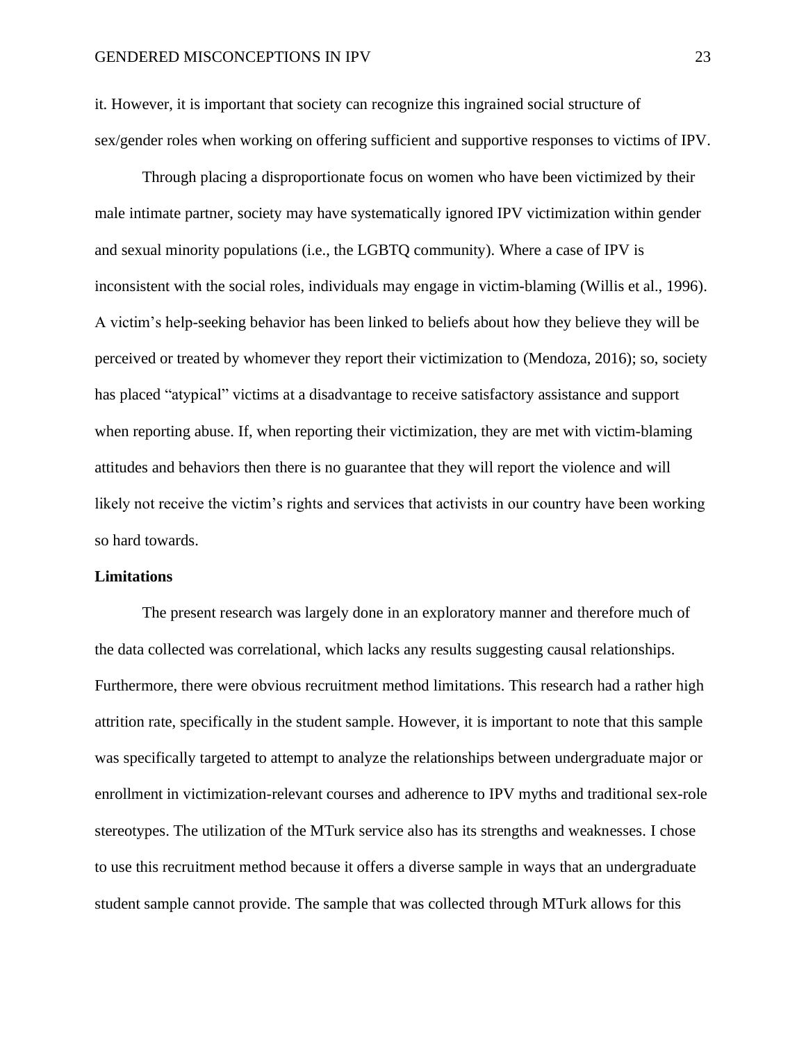it. However, it is important that society can recognize this ingrained social structure of sex/gender roles when working on offering sufficient and supportive responses to victims of IPV.

Through placing a disproportionate focus on women who have been victimized by their male intimate partner, society may have systematically ignored IPV victimization within gender and sexual minority populations (i.e., the LGBTQ community). Where a case of IPV is inconsistent with the social roles, individuals may engage in victim-blaming (Willis et al., 1996). A victim's help-seeking behavior has been linked to beliefs about how they believe they will be perceived or treated by whomever they report their victimization to (Mendoza, 2016); so, society has placed "atypical" victims at a disadvantage to receive satisfactory assistance and support when reporting abuse. If, when reporting their victimization, they are met with victim-blaming attitudes and behaviors then there is no guarantee that they will report the violence and will likely not receive the victim's rights and services that activists in our country have been working so hard towards.

**Limitations**

The present research was largely done in an exploratory manner and therefore much of the data collected was correlational, which lacks any results suggesting causal relationships. Furthermore, there were obvious recruitment method limitations. This research had a rather high attrition rate, specifically in the student sample. However, it is important to note that this sample was specifically targeted to attempt to analyze the relationships between undergraduate major or enrollment in victimization-relevant courses and adherence to IPV myths and traditional sex-role stereotypes. The utilization of the MTurk service also has its strengths and weaknesses. I chose to use this recruitment method because it offers a diverse sample in ways that an undergraduate student sample cannot provide. The sample that was collected through MTurk allows for this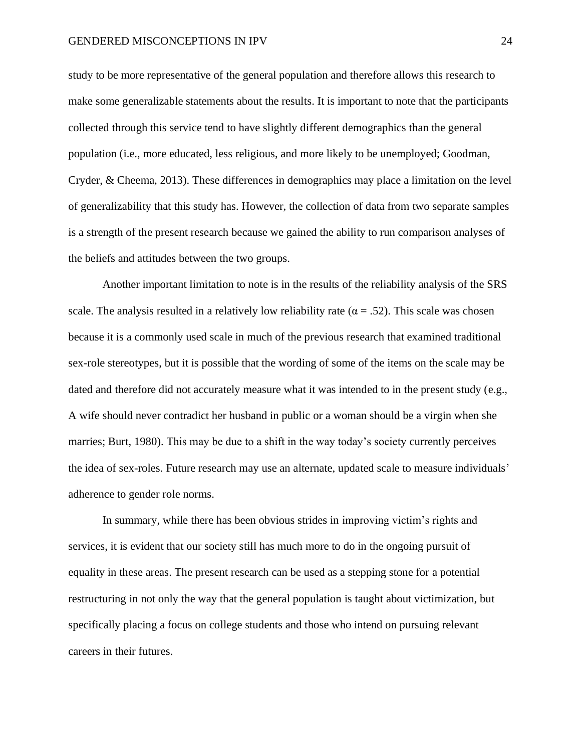study to be more representative of the general population and therefore allows this research to make some generalizable statements about the results. It is important to note that the participants collected through this service tend to have slightly different demographics than the general population (i.e., more educated, less religious, and more likely to be unemployed; Goodman, Cryder, & Cheema, 2013). These differences in demographics may place a limitation on the level of generalizability that this study has. However, the collection of data from two separate samples is a strength of the present research because we gained the ability to run comparison analyses of the beliefs and attitudes between the two groups.

Another important limitation to note is in the results of the reliability analysis of the SRS scale. The analysis resulted in a relatively low reliability rate ($\alpha = .52$). This scale was chosen because it is a commonly used scale in much of the previous research that examined traditional sex-role stereotypes, but it is possible that the wording of some of the items on the scale may be dated and therefore did not accurately measure what it was intended to in the present study (e.g., A wife should never contradict her husband in public or a woman should be a virgin when she marries; Burt, 1980). This may be due to a shift in the way today's society currently perceives the idea of sex-roles. Future research may use an alternate, updated scale to measure individuals' adherence to gender role norms.

In summary, while there has been obvious strides in improving victim's rights and services, it is evident that our society still has much more to do in the ongoing pursuit of equality in these areas. The present research can be used as a stepping stone for a potential restructuring in not only the way that the general population is taught about victimization, but specifically placing a focus on college students and those who intend on pursuing relevant careers in their futures.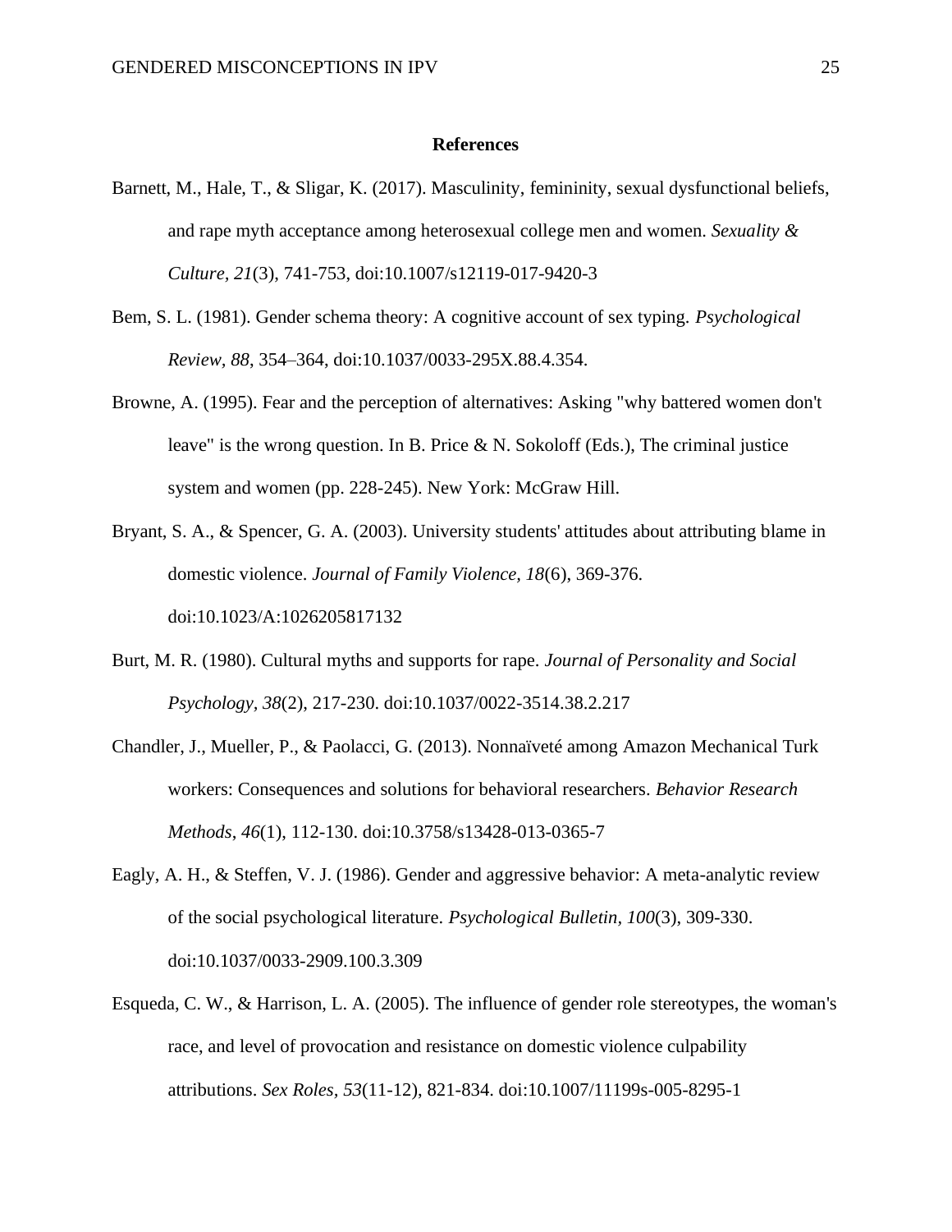## References

Barnett, M., Hale, T., & Sligar, K. (2017). Masculinity, femininity, sexual dysfunctional beliefs, and rape myth acceptance among heterosexual college men and women. *Sexuality & Culture, 21*(3), 741-753, doi:10.1007/s12119-017-9420-3

Bem, S. L. (1981). Gender schema theory: A cognitive account of sex typing. *Psychological Review, 88*, 354–364, doi:10.1037/0033-295X.88.4.354.

Browne, A. (1995). Fear and the perception of alternatives: Asking "why battered women don't leave" is the wrong question. In B. Price & N. Sokoloff (Eds.), The criminal justice system and women (pp. 228-245). New York: McGraw Hill.

Bryant, S. A., & Spencer, G. A. (2003). University students' attitudes about attributing blame in domestic violence. *Journal of Family Violence, 18*(6), 369-376. doi:10.1023/A:1026205817132

Burt, M. R. (1980). Cultural myths and supports for rape. *Journal of Personality and Social Psychology, 38*(2), 217-230. doi:10.1037/0022-3514.38.2.217

Chandler, J., Mueller, P., & Paolacci, G. (2013). Nonnaïveté among Amazon Mechanical Turk workers: Consequences and solutions for behavioral researchers. *Behavior Research Methods, 46*(1), 112-130. doi:10.3758/s13428-013-0365-7

Eagly, A. H., & Steffen, V. J. (1986). Gender and aggressive behavior: A meta-analytic review of the social psychological literature. *Psychological Bulletin, 100*(3), 309-330. doi:10.1037/0033-2909.100.3.309

Esqueda, C. W., & Harrison, L. A. (2005). The influence of gender role stereotypes, the woman's race, and level of provocation and resistance on domestic violence culpability attributions. *Sex Roles, 53*(11-12), 821-834. doi:10.1007/11199s-005-8295-1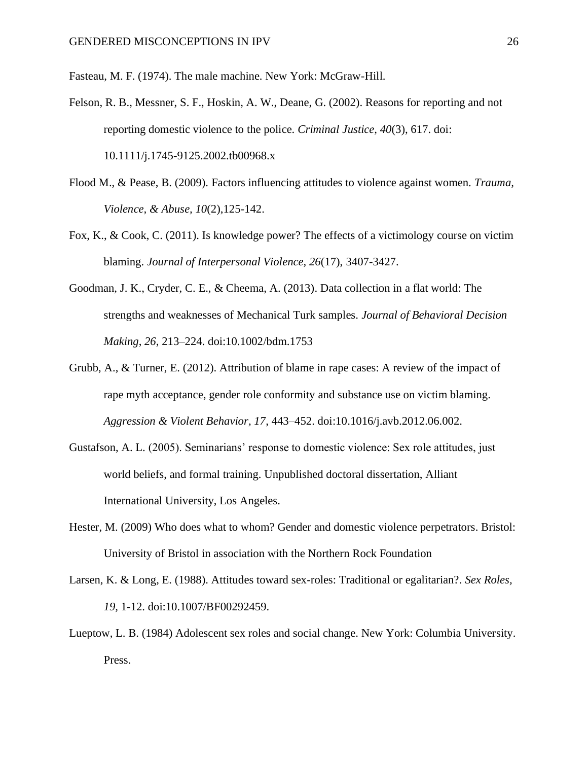Fasteau, M. F. (1974). The male machine. New York: McGraw-Hill.

Felson, R. B., Messner, S. F., Hoskin, A. W., Deane, G. (2002). Reasons for reporting and not reporting domestic violence to the police. *Criminal Justice, 40*(3), 617. doi: 10.1111/j.1745-9125.2002.tb00968.x

Flood M., & Pease, B. (2009). Factors influencing attitudes to violence against women. *Trauma, Violence, & Abuse, 10*(2),125-142.

Fox, K., & Cook, C. (2011). Is knowledge power? The effects of a victimology course on victim blaming. *Journal of Interpersonal Violence, 26*(17), 3407-3427.

Goodman, J. K., Cryder, C. E., & Cheema, A. (2013). Data collection in a flat world: The strengths and weaknesses of Mechanical Turk samples. *Journal of Behavioral Decision Making, 26*, 213–224. doi:10.1002/bdm.1753

Grubb, A., & Turner, E. (2012). Attribution of blame in rape cases: A review of the impact of rape myth acceptance, gender role conformity and substance use on victim blaming. *Aggression & Violent Behavior, 17*, 443–452. doi:10.1016/j.avb.2012.06.002.

Gustafson, A. L. (2005). Seminarians' response to domestic violence: Sex role attitudes, just world beliefs, and formal training. Unpublished doctoral dissertation, Alliant International University, Los Angeles.

Hester, M. (2009) Who does what to whom? Gender and domestic violence perpetrators. Bristol: University of Bristol in association with the Northern Rock Foundation

Larsen, K. & Long, E. (1988). Attitudes toward sex-roles: Traditional or egalitarian?. *Sex Roles, 19*, 1-12. doi:10.1007/BF00292459.

Lueptow, L. B. (1984) Adolescent sex roles and social change. New York: Columbia University. Press.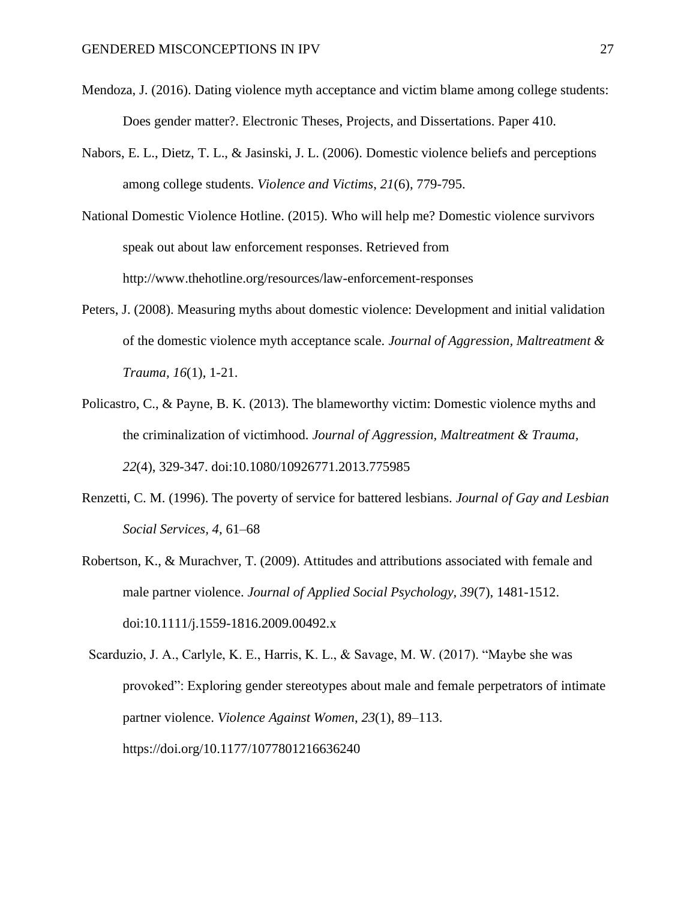Mendoza, J. (2016). Dating violence myth acceptance and victim blame among college students: Does gender matter?. Electronic Theses, Projects, and Dissertations. Paper 410.

Nabors, E. L., Dietz, T. L., & Jasinski, J. L. (2006). Domestic violence beliefs and perceptions among college students. *Violence and Victims*, *21*(6), 779-795.

National Domestic Violence Hotline. (2015). Who will help me? Domestic violence survivors speak out about law enforcement responses. Retrieved from http://www.thehotline.org/resources/law-enforcement-responses

Peters, J. (2008). Measuring myths about domestic violence: Development and initial validation of the domestic violence myth acceptance scale. *Journal of Aggression, Maltreatment & Trauma*, *16*(1), 1-21.

Policastro, C., & Payne, B. K. (2013). The blameworthy victim: Domestic violence myths and the criminalization of victimhood. *Journal of Aggression, Maltreatment & Trauma, 22*(4), 329-347. doi:10.1080/10926771.2013.775985

Renzetti, C. M. (1996). The poverty of service for battered lesbians. *Journal of Gay and Lesbian Social Services*, *4*, 61–68

Robertson, K., & Murachver, T. (2009). Attitudes and attributions associated with female and male partner violence. *Journal of Applied Social Psychology, 39*(7), 1481-1512. doi:10.1111/j.1559-1816.2009.00492.x

Scarduzio, J. A., Carlyle, K. E., Harris, K. L., & Savage, M. W. (2017). "Maybe she was provoked": Exploring gender stereotypes about male and female perpetrators of intimate partner violence. *Violence Against Women*, *23*(1), 89–113. https://doi.org/10.1177/1077801216636240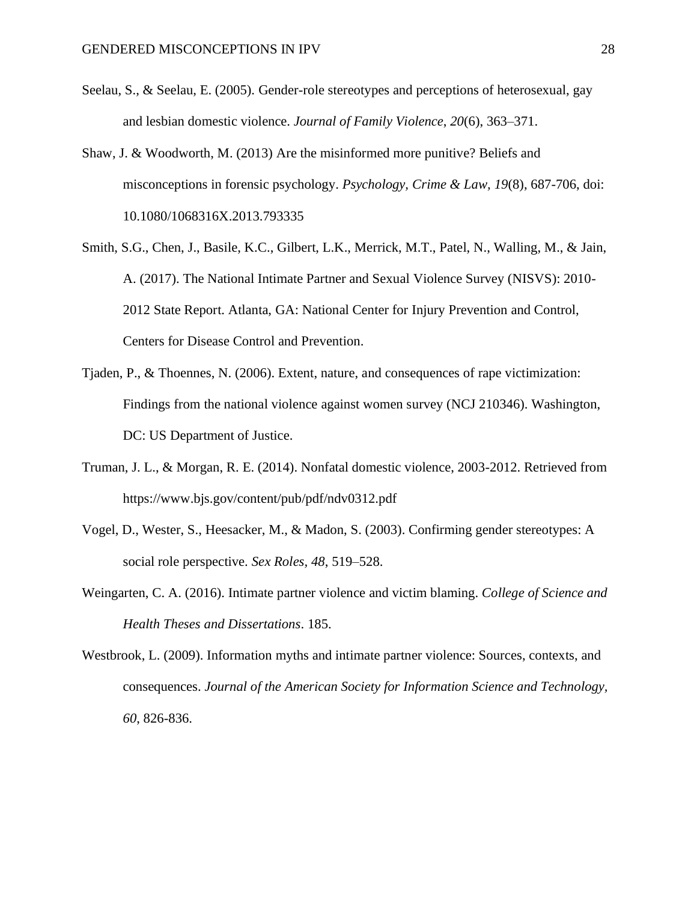Seelau, S., & Seelau, E. (2005). Gender-role stereotypes and perceptions of heterosexual, gay and lesbian domestic violence. *Journal of Family Violence*, *20*(6), 363–371.

Shaw, J. & Woodworth, M. (2013) Are the misinformed more punitive? Beliefs and misconceptions in forensic psychology. *Psychology, Crime & Law, 19*(8), 687-706, doi: 10.1080/1068316X.2013.793335

Smith, S.G., Chen, J., Basile, K.C., Gilbert, L.K., Merrick, M.T., Patel, N., Walling, M., & Jain, A. (2017). The National Intimate Partner and Sexual Violence Survey (NISVS): 2010-2012 State Report. Atlanta, GA: National Center for Injury Prevention and Control, Centers for Disease Control and Prevention.

Tjaden, P., & Thoennes, N. (2006). Extent, nature, and consequences of rape victimization: Findings from the national violence against women survey (NCJ 210346). Washington, DC: US Department of Justice.

Truman, J. L., & Morgan, R. E. (2014). Nonfatal domestic violence, 2003-2012. Retrieved from https://www.bjs.gov/content/pub/pdf/ndv0312.pdf

Vogel, D., Wester, S., Heesacker, M., & Madon, S. (2003). Confirming gender stereotypes: A social role perspective. *Sex Roles, 48*, 519–528.

Weingarten, C. A. (2016). Intimate partner violence and victim blaming. *College of Science and Health Theses and Dissertations*. 185.

Westbrook, L. (2009). Information myths and intimate partner violence: Sources, contexts, and consequences. *Journal of the American Society for Information Science and Technology, 60*, 826-836.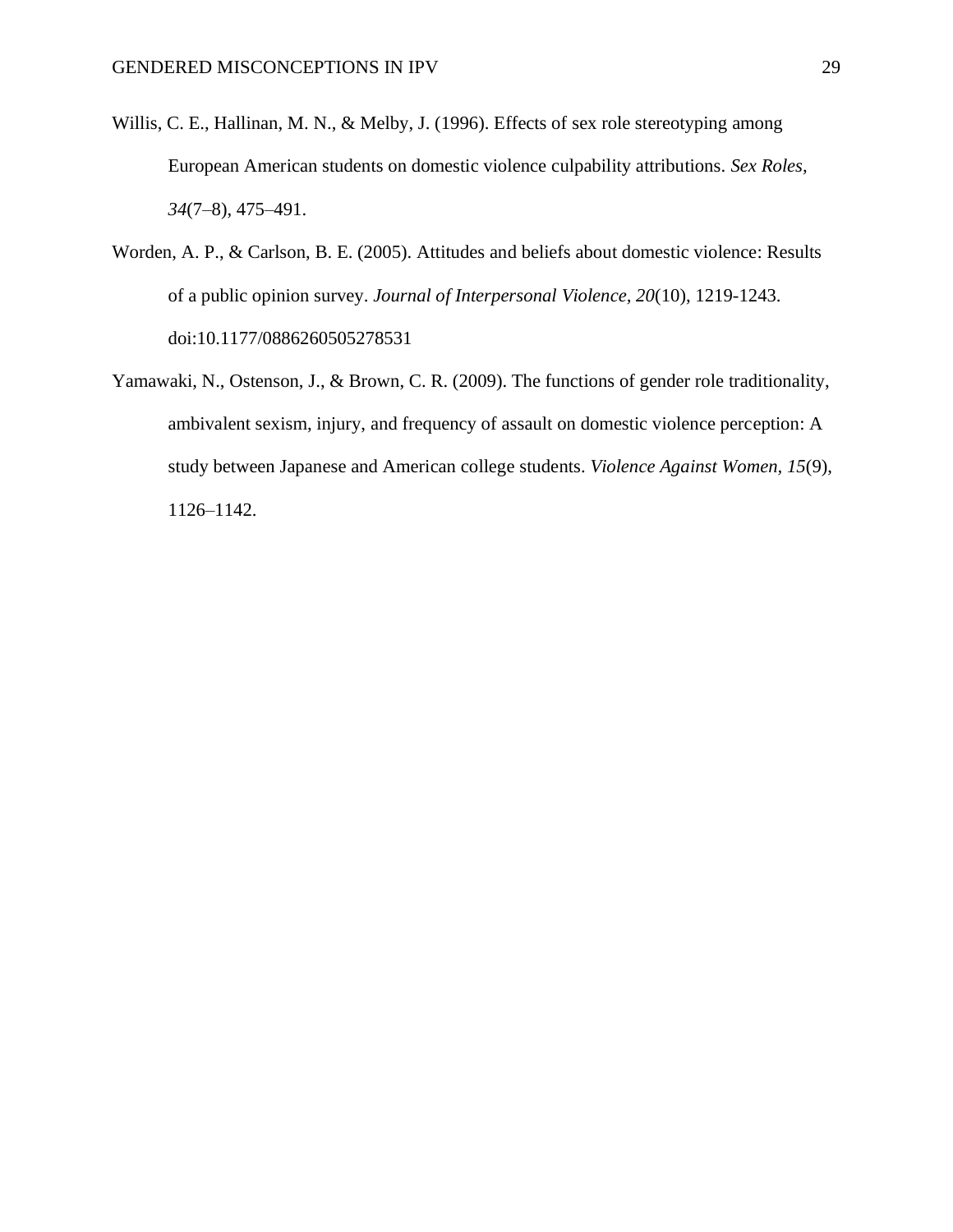Willis, C. E., Hallinan, M. N., & Melby, J. (1996). Effects of sex role stereotyping among European American students on domestic violence culpability attributions. *Sex Roles*, *34*(7–8), 475–491.

Worden, A. P., & Carlson, B. E. (2005). Attitudes and beliefs about domestic violence: Results of a public opinion survey. *Journal of Interpersonal Violence, 20*(10), 1219-1243. doi:10.1177/0886260505278531

Yamawaki, N., Ostenson, J., & Brown, C. R. (2009). The functions of gender role traditionality, ambivalent sexism, injury, and frequency of assault on domestic violence perception: A study between Japanese and American college students. *Violence Against Women*, *15*(9), 1126–1142.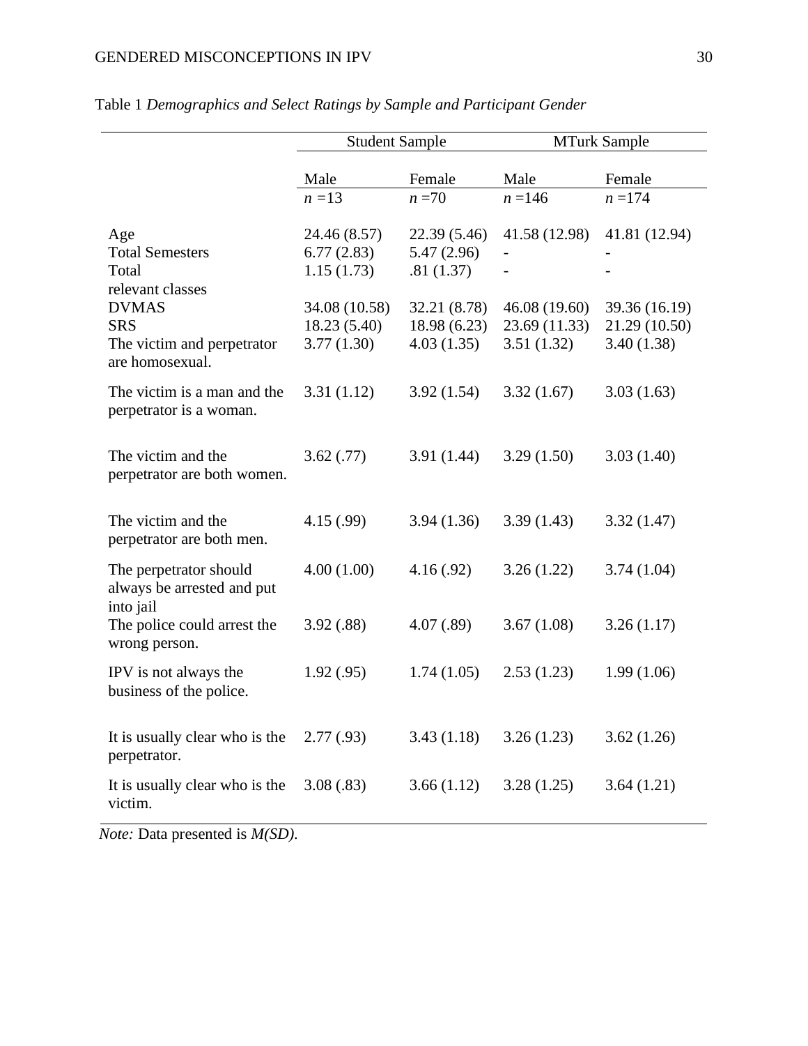Table 1 *Demographics and Select Ratings by Sample and Participant Gender*

| | Student Sample | | MTurk Sample | |
|---|---|---|---|---|
| | Male | Female | Male | Female |
| | *n* =13 | *n* =70 | *n* =146 | *n* =174 |
| Age | 24.46 (8.57) | 22.39 (5.46) | 41.58 (12.98) | 41.81 (12.94) |
| Total Semesters | 6.77 (2.83) | 5.47 (2.96) | - | - |
| Total relevant classes | 1.15 (1.73) | .81 (1.37) | - | - |
| DVMAS | 34.08 (10.58) | 32.21 (8.78) | 46.08 (19.60) | 39.36 (16.19) |
| SRS | 18.23 (5.40) | 18.98 (6.23) | 23.69 (11.33) | 21.29 (10.50) |
| The victim and perpetrator are homosexual. | 3.77 (1.30) | 4.03 (1.35) | 3.51 (1.32) | 3.40 (1.38) |
| The victim is a man and the perpetrator is a woman. | 3.31 (1.12) | 3.92 (1.54) | 3.32 (1.67) | 3.03 (1.63) |
| The victim and the perpetrator are both women. | 3.62 (.77) | 3.91 (1.44) | 3.29 (1.50) | 3.03 (1.40) |
| The victim and the perpetrator are both men. | 4.15 (.99) | 3.94 (1.36) | 3.39 (1.43) | 3.32 (1.47) |
| The perpetrator should always be arrested and put into jail | 4.00 (1.00) | 4.16 (.92) | 3.26 (1.22) | 3.74 (1.04) |
| The police could arrest the wrong person. | 3.92 (.88) | 4.07 (.89) | 3.67 (1.08) | 3.26 (1.17) |
| IPV is not always the business of the police. | 1.92 (.95) | 1.74 (1.05) | 2.53 (1.23) | 1.99 (1.06) |
| It is usually clear who is the perpetrator. | 2.77 (.93) | 3.43 (1.18) | 3.26 (1.23) | 3.62 (1.26) |
| It is usually clear who is the victim. | 3.08 (.83) | 3.66 (1.12) | 3.28 (1.25) | 3.64 (1.21) |

*Note:* Data presented is *M(SD).*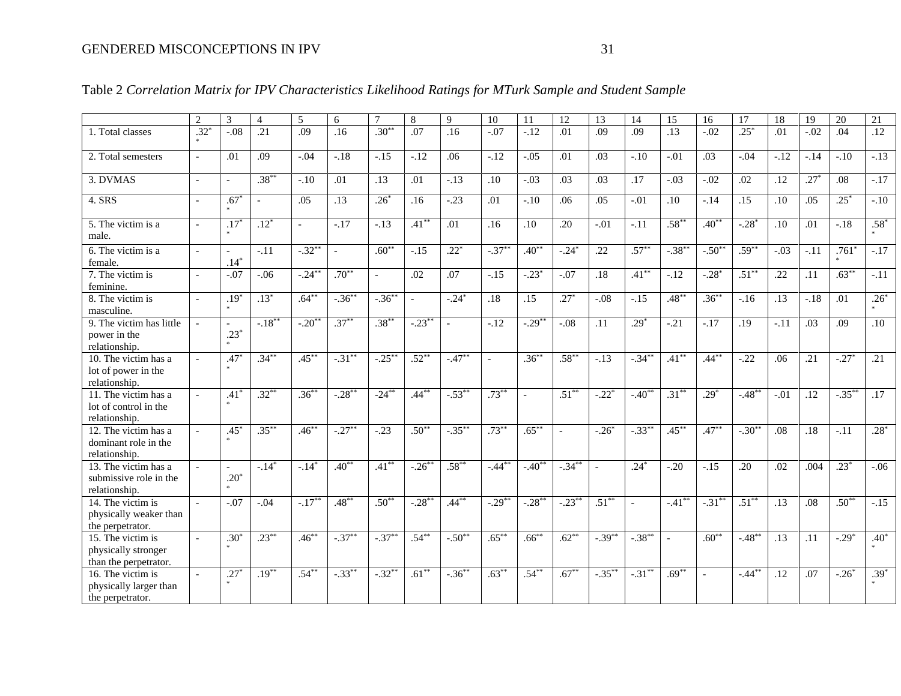Table 2 *Correlation Matrix for IPV Characteristics Likelihood Ratings for MTurk Sample and Student Sample*

| | 2 | 3 | 4 | 5 | 6 | 7 | 8 | 9 | 10 | 11 | 12 | 13 | 14 | 15 | 16 | 17 | 18 | 19 | 20 | 21 |
|---|---|---|---|---|---|---|---|---|---|---|---|---|---|---|---|---|---|---|---|---|
| 1. Total classes | .32** | -.08 | .21 | .09 | .16 | .30** | .07 | .16 | -.07 | -.12 | .01 | .09 | .09 | .13 | -.02 | .25* | .01 | -.02 | .04 | .12 |
| 2. Total semesters | - | .01 | .09 | -.04 | -.18 | -.15 | -.12 | .06 | -.12 | -.05 | .01 | .03 | -.10 | -.01 | .03 | -.04 | -.12 | -.14 | -.10 | -.13 |
| 3. DVMAS | - | - | .38** | -.10 | .01 | .13 | .01 | -.13 | .10 | -.03 | .03 | .03 | .17 | -.03 | -.02 | .02 | .12 | .27* | .08 | -.17 |
| 4. SRS | - | .67** | - | .05 | .13 | .26* | .16 | -.23 | .01 | -.10 | .06 | .05 | -.01 | .10 | -.14 | .15 | .10 | .05 | .25* | -.10 |
| 5. The victim is a male. | - | .17** | .12* | - | -.17 | -.13 | .41** | .01 | .16 | .10 | .20 | -.01 | -.11 | .58** | .40** | -.28* | .10 | .01 | -.18 | .58** |
| 6. The victim is a female. | - | -.14* | -.11 | -.32** | - | .60** | -.15 | .22* | -.37** | .40** | -.24* | .22 | .57** | -.38** | -.50** | .59** | -.03 | -.11 | .761** | -.17 |
| 7. The victim is feminine. | - | -.07 | -.06 | -.24** | .70** | - | .02 | .07 | -.15 | -.23* | -.07 | .18 | .41** | -.12 | -.28* | .51** | .22 | .11 | .63** | -.11 |
| 8. The victim is masculine. | - | .19** | .13* | .64** | -.36** | -.36** | - | -.24* | .18 | .15 | .27* | -.08 | -.15 | .48** | .36** | -.16 | .13 | -.18 | .01 | .26** |
| 9. The victim has little power in the relationship. | - | -.23** | -.18** | -.20** | .37** | .38** | -.23** | - | -.12 | -.29** | -.08 | .11 | .29* | -.21 | -.17 | .19 | -.11 | .03 | .09 | .10 |
| 10. The victim has a lot of power in the relationship. | - | .47** | .34** | .45** | -.31** | -.25** | .52** | -.47** | - | .36** | .58** | -.13 | -.34** | .41** | .44** | -.22 | .06 | .21 | -.27* | .21 |
| 11. The victim has a lot of control in the relationship. | - | .41** | .32** | .36** | -.28** | -24** | .44** | -.53** | .73** | - | .51** | -.22* | -.40** | .31** | .29* | -.48** | -.01 | .12 | -.35** | .17 |
| 12. The victim has a dominant role in the relationship. | - | .45** | .35** | .46** | -.27** | -.23 | .50** | -.35** | .73** | .65** | - | -.26* | -.33** | .45** | .47** | -.30** | .08 | .18 | -.11 | .28* |
| 13. The victim has a submissive role in the relationship. | - | -.20** | -.14* | -.14* | .40** | .41** | -.26** | .58** | -.44** | -.40** | -.34** | - | .24* | -.20 | -.15 | .20 | .02 | .004 | .23* | -.06 |
| 14. The victim is physically weaker than the perpetrator. | - | -.07 | -.04 | -.17** | .48** | .50** | -.28** | .44** | -.29** | -.28** | -.23** | .51** | - | -.41** | -.31** | .51** | .13 | .08 | .50** | -.15 |
| 15. The victim is physically stronger than the perpetrator. | - | .30** | .23** | .46** | -.37** | -.37** | .54** | -.50** | .65** | .66** | .62** | -.39** | -.38** | - | .60** | -.48** | .13 | .11 | -.29* | .40** |
| 16. The victim is physically larger than the perpetrator. | - | .27** | .19** | .54** | -.33** | -.32** | .61** | -.36** | .63** | .54** | .67** | -.35** | -.31** | .69** | - | -.44** | .12 | .07 | -.26* | .39** |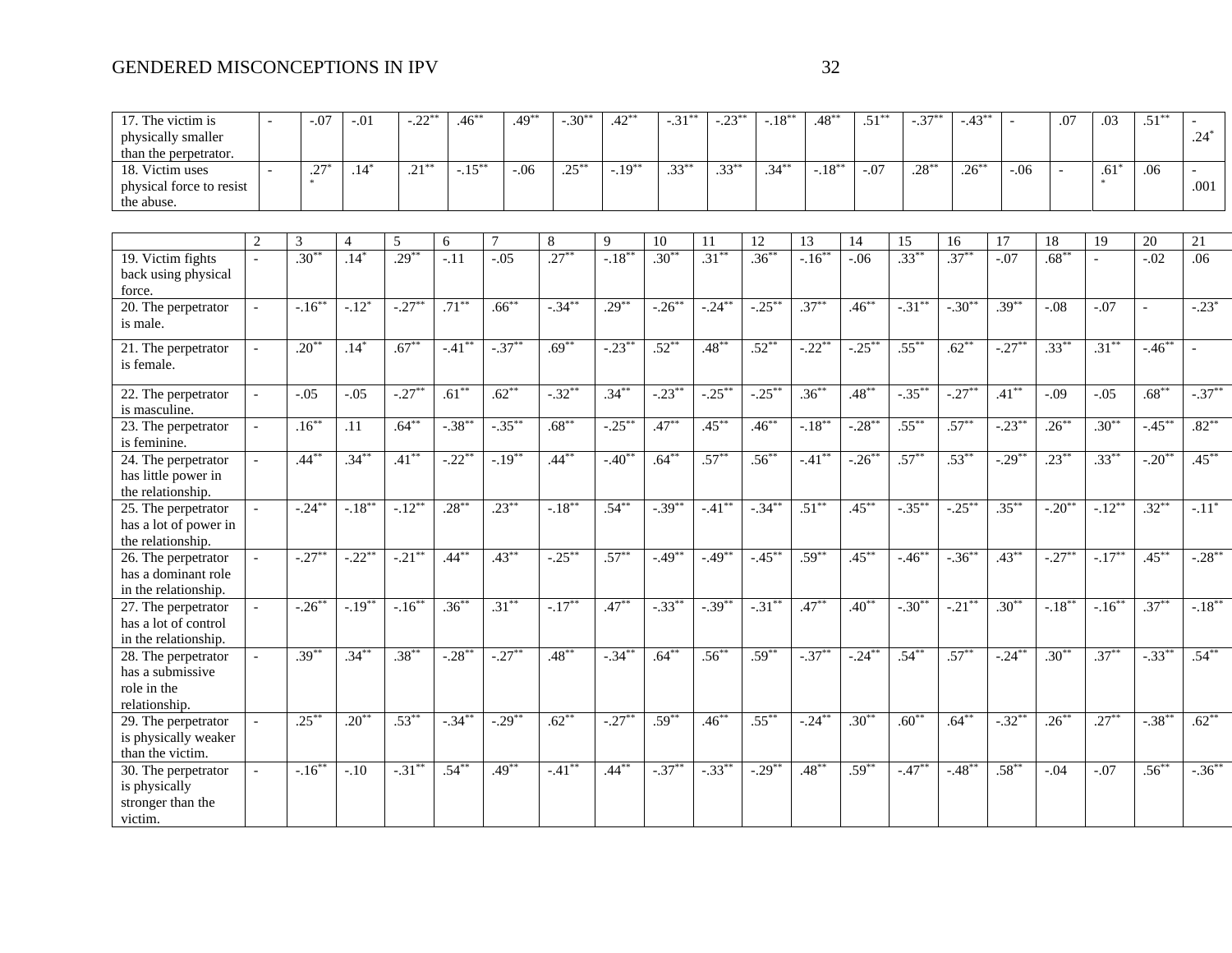| | 2 | 3 | 4 | 5 | 6 | 7 | 8 | 9 | 10 | 11 | 12 | 13 | 14 | 15 | 16 | 17 | 18 | 19 | 20 | 21 |
|---|---|---|---|---|---|---|---|---|---|---|---|---|---|---|---|---|---|---|---|---|
| 17. The victim is physically smaller than the perpetrator. | - | -.07 | -.01 | -.22** | .46** | .49** | -.30** | .42** | -.31** | -.23** | -.18** | .48** | .51** | -.37** | -.43** | - | .07 | .03 | .51** | -.24* |
| 18. Victim uses physical force to resist the abuse. | - | .27** | .14* | .21** | -.15** | -.06 | .25** | -.19** | .33** | .33** | .34** | -.18** | -.07 | .28** | .26** | -.06 | - | .61** | .06 | -.001 |
| 19. Victim fights back using physical force. | - | .30** | .14* | .29** | -.11 | -.05 | .27** | -.18** | .30** | .31** | .36** | -.16** | -.06 | .33** | .37** | -.07 | .68** | - | -.02 | .06 |
| 20. The perpetrator is male. | - | -.16** | -.12* | -.27** | .71** | .66** | -.34** | .29** | -.26** | -.24** | -.25** | .37** | .46** | -.31** | -.30** | .39** | -.08 | -.07 | - | -.23* |
| 21. The perpetrator is female. | - | .20** | .14* | .67** | -.41** | -.37** | .69** | -.23** | .52** | .48** | .52** | -.22** | -.25** | .55** | .62** | -.27** | .33** | .31** | -.46** | - |
| 22. The perpetrator is masculine. | - | -.05 | -.05 | -.27** | .61** | .62** | -.32** | .34** | -.23** | -.25** | -.25** | .36** | .48** | -.35** | -.27** | .41** | -.09 | -.05 | .68** | -.37** |
| 23. The perpetrator is feminine. | - | .16** | .11 | .64** | -.38** | -.35** | .68** | -.25** | .47** | .45** | .46** | -.18** | -.28** | .55** | .57** | -.23** | .26** | .30** | -.45** | .82** |
| 24. The perpetrator has little power in the relationship. | - | .44** | .34** | .41** | -.22** | -.19** | .44** | -.40** | .64** | .57** | .56** | -.41** | -.26** | .57** | .53** | -.29** | .23** | .33** | -.20** | .45** |
| 25. The perpetrator has a lot of power in the relationship. | - | -.24** | -.18** | -.12** | .28** | .23** | -.18** | .54** | -.39** | -.41** | -.34** | .51** | .45** | -.35** | -.25** | .35** | -.20** | -.12** | .32** | -.11* |
| 26. The perpetrator has a dominant role in the relationship. | - | -.27** | -.22** | -.21** | .44** | .43** | -.25** | .57** | -.49** | -.49** | -.45** | .59** | .45** | -.46** | -.36** | .43** | -.27** | -.17** | .45** | -.28** |
| 27. The perpetrator has a lot of control in the relationship. | - | -.26** | -.19** | -.16** | .36** | .31** | -.17** | .47** | -.33** | -.39** | -.31** | .47** | .40** | -.30** | -.21** | .30** | -.18** | -.16** | .37** | -.18** |
| 28. The perpetrator has a submissive role in the relationship. | - | .39** | .34** | .38** | -.28** | -.27** | .48** | -.34** | .64** | .56** | .59** | -.37** | -.24** | .54** | .57** | -.24** | .30** | .37** | -.33** | .54** |
| 29. The perpetrator is physically weaker than the victim. | - | .25** | .20** | .53** | -.34** | -.29** | .62** | -.27** | .59** | .46** | .55** | -.24** | .30** | .60** | .64** | -.32** | .26** | .27** | -.38** | .62** |
| 30. The perpetrator is physically stronger than the victim. | - | -.16** | -.10 | -.31** | .54** | .49** | -.41** | .44** | -.37** | -.33** | -.29** | .48** | .59** | -.47** | -.48** | .58** | -.04 | -.07 | .56** | -.36** |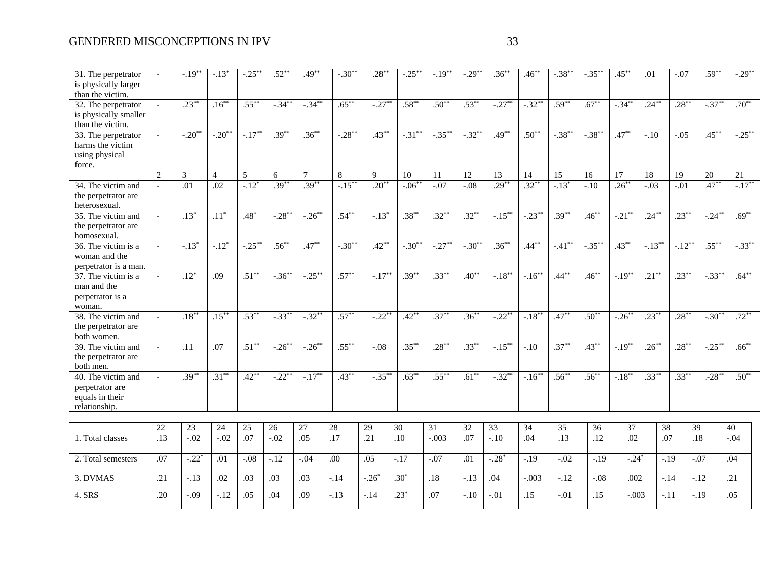| | | | | | | | | | | | | | | | | | | | | |
|---|---|---|---|---|---|---|---|---|---|---|---|---|---|---|---|---|---|---|---|---|
| 31. The perpetrator is physically larger than the victim. | - | -.19** | -.13* | -.25** | .52** | .49** | -.30** | .28** | -.25** | -.19** | -.29** | .36** | .46** | -.38** | -.35** | .45** | .01 | -.07 | .59** | -.29** |
| 32. The perpetrator is physically smaller than the victim. | - | .23** | .16** | .55** | -.34** | -.34** | .65** | -.27** | .58** | .50** | .53** | -.27** | -.32** | .59** | .67** | -.34** | .24** | .28** | -.37** | .70** |
| 33. The perpetrator harms the victim using physical force. | - | -.20** | -.20** | -.17** | .39** | .36** | -.28** | .43** | -.31** | -.35** | -.32** | .49** | .50** | -.38** | -.38** | .47** | -.10 | -.05 | .45** | -.25** |
| | 2 | 3 | 4 | 5 | 6 | 7 | 8 | 9 | 10 | 11 | 12 | 13 | 14 | 15 | 16 | 17 | 18 | 19 | 20 | 21 |
| 34. The victim and the perpetrator are heterosexual. | - | .01 | .02 | -.12* | .39** | .39** | -.15** | .20** | -.06** | -.07 | -.08 | .29** | .32** | -.13* | -.10 | .26** | -.03 | -.01 | .47** | -.17** |
| 35. The victim and the perpetrator are homosexual. | - | .13* | .11* | .48* | -.28** | -.26** | .54** | -.13* | .38** | .32** | .32** | -.15** | -.23** | .39** | .46** | -.21** | .24** | .23** | -.24** | .69** |
| 36. The victim is a woman and the perpetrator is a man. | - | -.13* | -.12* | -.25** | .56** | .47** | -.30** | .42** | -.30** | -.27** | -.30** | .36** | .44** | -.41** | -.35** | .43** | -.13** | -.12** | .55** | -.33** |
| 37. The victim is a man and the perpetrator is a woman. | - | .12* | .09 | .51** | -.36** | -.25** | .57** | -.17** | .39** | .33** | .40** | -.18** | -.16** | .44** | .46** | -.19** | .21** | .23** | -.33** | .64** |
| 38. The victim and the perpetrator are both women. | - | .18** | .15** | .53** | -.33** | -.32** | .57** | -.22** | .42** | .37** | .36** | -.22** | -.18** | .47** | .50** | -.26** | .23** | .28** | -.30** | .72** |
| 39. The victim and the perpetrator are both men. | - | .11 | .07 | .51** | -.26** | -.26** | .55** | -.08 | .35** | .28** | .33** | -.15** | -.10 | .37** | .43** | -.19** | .26** | .28** | -.25** | .66** |
| 40. The victim and perpetrator are equals in their relationship. | - | .39** | .31** | .42** | -.22** | -.17** | .43** | -.35** | .63** | .55** | .61** | -.32** | -.16** | .56** | .56** | -.18** | .33** | .33** | .-28** | .50** |

| | 22 | 23 | 24 | 25 | 26 | 27 | 28 | 29 | 30 | 31 | 32 | 33 | 34 | 35 | 36 | 37 | 38 | 39 | 40 |
|---|---|---|---|---|---|---|---|---|---|---|---|---|---|---|---|---|---|---|---|
| 1. Total classes | .13 | -.02 | -.02 | .07 | -.02 | .05 | .17 | .21 | .10 | -.003 | .07 | -.10 | .04 | .13 | .12 | .02 | .07 | .18 | -.04 |
| 2. Total semesters | .07 | -.22* | .01 | -.08 | -.12 | -.04 | .00 | .05 | -.17 | -.07 | .01 | -.28* | -.19 | -.02 | -.19 | -.24* | -.19 | -.07 | .04 |
| 3. DVMAS | .21 | -.13 | .02 | .03 | .03 | .03 | -.14 | -.26* | .30* | .18 | -.13 | .04 | -.003 | -.12 | -.08 | .002 | -.14 | -.12 | .21 |
| 4. SRS | .20 | -.09 | -.12 | .05 | .04 | .09 | -.13 | -.14 | .23* | .07 | -.10 | -.01 | .15 | -.01 | .15 | -.003 | -.11 | -.19 | .05 |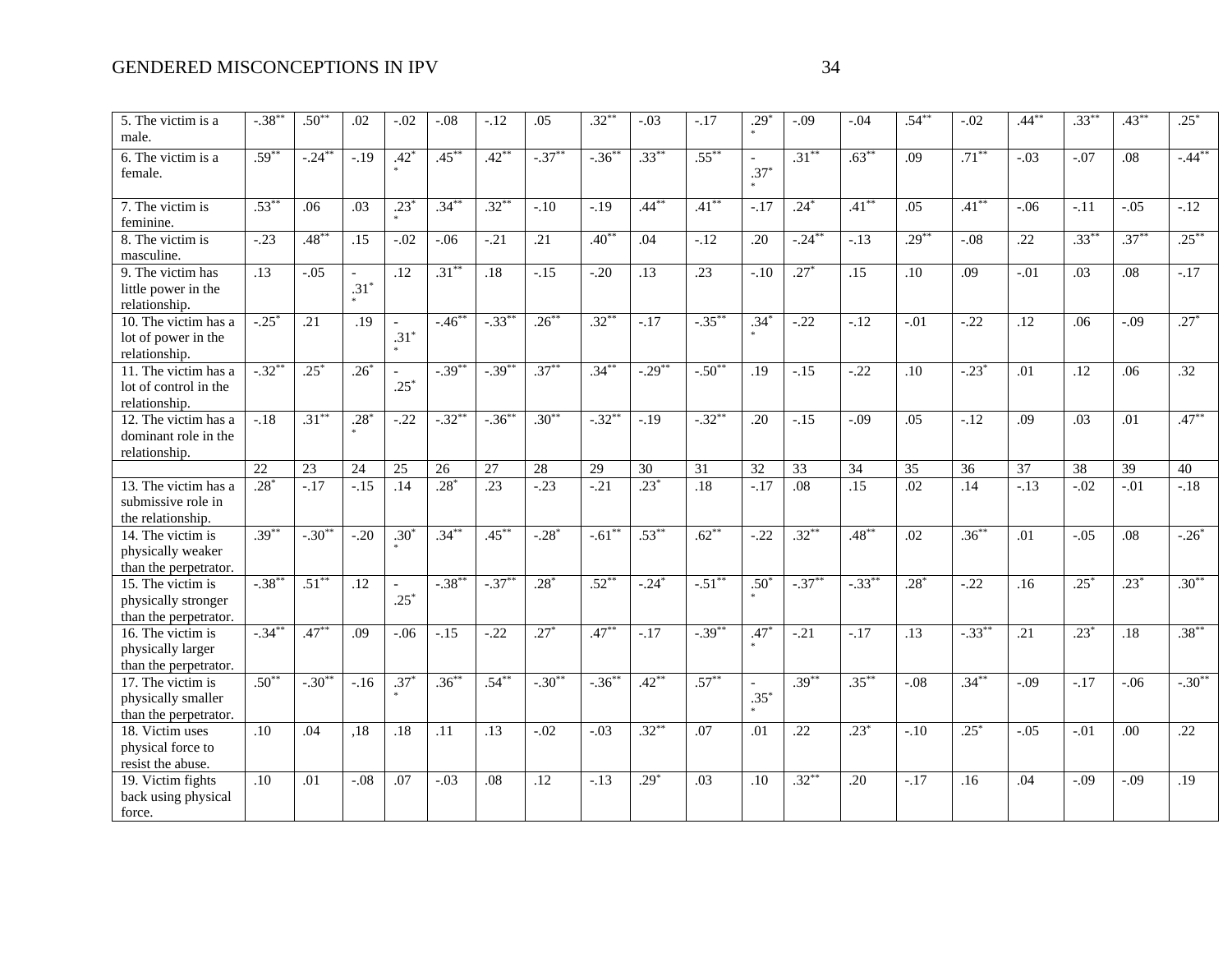| | | | | | | | | | | | | | | | | | | | |
|---|---|---|---|---|---|---|---|---|---|---|---|---|---|---|---|---|---|---|---|
| 5. The victim is a male. | -.38** | .50** | .02 | -.02 | -.08 | -.12 | .05 | .32** | -.03 | -.17 | .29** | -.09 | -.04 | .54** | -.02 | .44** | .33** | .43** | .25* |
| 6. The victim is a female. | .59** | -.24** | -.19 | .42** | .45** | .42** | -.37** | -.36** | .33** | .55** | -.37** | .31** | .63** | .09 | .71** | -.03 | -.07 | .08 | -.44** |
| 7. The victim is feminine. | .53** | .06 | .03 | .23** | .34** | .32** | -.10 | -.19 | .44** | .41** | -.17 | .24* | .41** | .05 | .41** | -.06 | -.11 | -.05 | -.12 |
| 8. The victim is masculine. | -.23 | .48** | .15 | -.02 | -.06 | -.21 | .21 | .40** | .04 | -.12 | .20 | -.24** | -.13 | .29** | -.08 | .22 | .33** | .37** | .25** |
| 9. The victim has little power in the relationship. | .13 | -.05 | -.31** | .12 | .31** | .18 | -.15 | -.20 | .13 | .23 | -.10 | .27* | .15 | .10 | .09 | -.01 | .03 | .08 | -.17 |
| 10. The victim has a lot of power in the relationship. | -.25* | .21 | .19 | -.31** | -.46** | -.33** | .26** | .32** | -.17 | -.35** | .34** | -.22 | -.12 | -.01 | -.22 | .12 | .06 | -.09 | .27* |
| 11. The victim has a lot of control in the relationship. | -.32** | .25* | .26* | -.25* | -.39** | -.39** | .37** | .34** | -.29** | -.50** | .19 | -.15 | -.22 | .10 | -.23* | .01 | .12 | .06 | .32 |
| 12. The victim has a dominant role in the relationship. | -.18 | .31** | .28** | -.22 | -.32** | -.36** | .30** | -.32** | -.19 | -.32** | .20 | -.15 | -.09 | .05 | -.12 | .09 | .03 | .01 | .47** |
| | 22 | 23 | 24 | 25 | 26 | 27 | 28 | 29 | 30 | 31 | 32 | 33 | 34 | 35 | 36 | 37 | 38 | 39 | 40 |
| 13. The victim has a submissive role in the relationship. | .28* | -.17 | -.15 | .14 | .28* | .23 | -.23 | -.21 | .23* | .18 | -.17 | .08 | .15 | .02 | .14 | -.13 | -.02 | -.01 | -.18 |
| 14. The victim is physically weaker than the perpetrator. | .39** | -.30** | -.20 | .30** | .34** | .45** | -.28* | -.61** | .53** | .62** | -.22 | .32** | .48** | .02 | .36** | .01 | -.05 | .08 | -.26* |
| 15. The victim is physically stronger than the perpetrator. | -.38** | .51** | .12 | -.25* | -.38** | -.37** | .28* | .52** | -.24* | -.51** | .50** | -.37** | -.33** | .28* | -.22 | .16 | .25* | .23* | .30** |
| 16. The victim is physically larger than the perpetrator. | -.34** | .47** | .09 | -.06 | -.15 | -.22 | .27* | .47** | -.17 | -.39** | .47** | -.21 | -.17 | .13 | -.33** | .21 | .23* | .18 | .38** |
| 17. The victim is physically smaller than the perpetrator. | .50** | -.30** | -.16 | .37** | .36** | .54** | -.30** | -.36** | .42** | .57** | -.35** | .39** | .35** | -.08 | .34** | -.09 | -.17 | -.06 | -.30** |
| 18. Victim uses physical force to resist the abuse. | .10 | .04 | ,18 | .18 | .11 | .13 | -.02 | -.03 | .32** | .07 | .01 | .22 | .23* | -.10 | .25* | -.05 | -.01 | .00 | .22 |
| 19. Victim fights back using physical force. | .10 | .01 | -.08 | .07 | -.03 | .08 | .12 | -.13 | .29* | .03 | .10 | .32** | .20 | -.17 | .16 | .04 | -.09 | -.09 | .19 |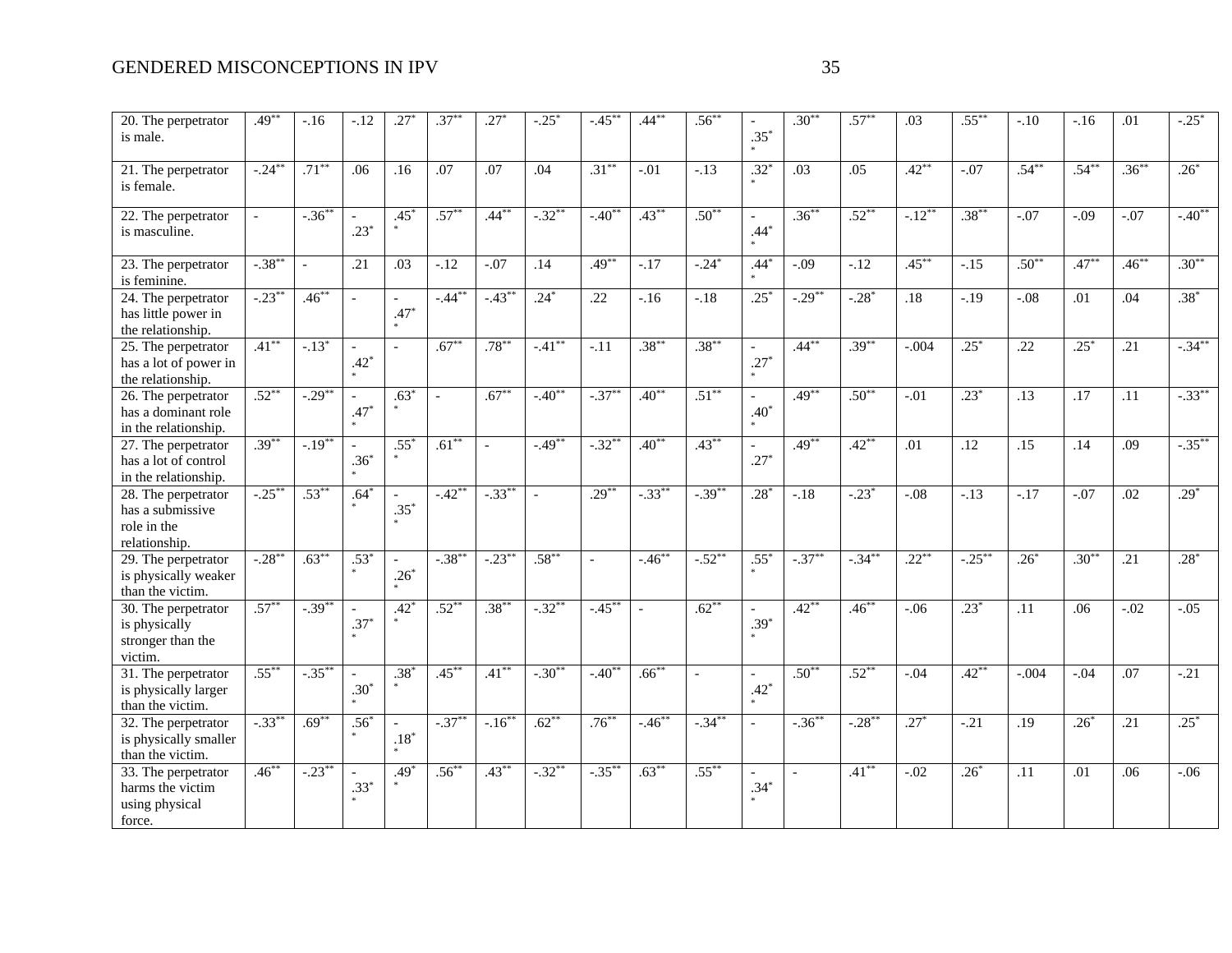| 20. The perpetrator is male. | .49** | -.16 | -.12 | .27* | .37** | .27* | -.25* | -.45** | .44** | .56** | -.35** | .30** | .57** | .03 | .55** | -.10 | -.16 | .01 | -.25* |
|---|---|---|---|---|---|---|---|---|---|---|---|---|---|---|---|---|---|---|---|
| 21. The perpetrator is female. | -.24** | .71** | .06 | .16 | .07 | .07 | .04 | .31** | -.01 | -.13 | .32** | .03 | .05 | .42** | -.07 | .54** | .54** | .36** | .26* |
| 22. The perpetrator is masculine. | - | -.36** | -.23* | .45** | .57** | .44** | -.32** | -.40** | .43** | .50** | -.44** | .36** | .52** | -.12** | .38** | -.07 | -.09 | -.07 | -.40** |
| 23. The perpetrator is feminine. | -.38** | - | .21 | .03 | -.12 | -.07 | .14 | .49** | -.17 | -.24* | .44** | -.09 | -.12 | .45** | -.15 | .50** | .47** | .46** | .30** |
| 24. The perpetrator has little power in the relationship. | -.23** | .46** | - | -.47** | -.44** | -.43** | .24* | .22 | -.16 | -.18 | .25* | -.29** | -.28* | .18 | -.19 | -.08 | .01 | .04 | .38* |
| 25. The perpetrator has a lot of power in the relationship. | .41** | -.13* | -.42** | - | .67** | .78** | -.41** | -.11 | .38** | .38** | -.27** | .44** | .39** | -.004 | .25* | .22 | .25* | .21 | -.34** |
| 26. The perpetrator has a dominant role in the relationship. | .52** | -.29** | -.47** | .63** | - | .67** | -.40** | -.37** | .40** | .51** | -.40** | .49** | .50** | -.01 | .23* | .13 | .17 | .11 | -.33** |
| 27. The perpetrator has a lot of control in the relationship. | .39** | -.19** | -.36** | .55** | .61** | - | -.49** | -.32** | .40** | .43** | -.27* | .49** | .42** | .01 | .12 | .15 | .14 | .09 | -.35** |
| 28. The perpetrator has a submissive role in the relationship. | -.25** | .53** | .64** | -.35** | -.42** | -.33** | - | .29** | -.33** | -.39** | .28* | -.18 | -.23* | -.08 | -.13 | -.17 | -.07 | .02 | .29* |
| 29. The perpetrator is physically weaker than the victim. | -.28** | .63** | .53** | -.26** | -.38** | -.23** | .58** | - | -.46** | -.52** | .55** | -.37** | -.34** | .22** | -.25** | .26* | .30** | .21 | .28* |
| 30. The perpetrator is physically stronger than the victim. | .57** | -.39** | -.37** | .42** | .52** | .38** | -.32** | -.45** | - | .62** | -.39** | .42** | .46** | -.06 | .23* | .11 | .06 | -.02 | -.05 |
| 31. The perpetrator is physically larger than the victim. | .55** | -.35** | -.30** | .38** | .45** | .41** | -.30** | -.40** | .66** | - | -.42** | .50** | .52** | -.04 | .42** | -.004 | -.04 | .07 | -.21 |
| 32. The perpetrator is physically smaller than the victim. | -.33** | .69** | .56** | -.18** | -.37** | -.16** | .62** | .76** | -.46** | -.34** | - | -.36** | -.28** | .27* | -.21 | .19 | .26* | .21 | .25* |
| 33. The perpetrator harms the victim using physical force. | .46** | -.23** | -.33** | .49** | .56** | .43** | -.32** | -.35** | .63** | .55** | -.34** | - | .41** | -.02 | .26* | .11 | .01 | .06 | -.06 |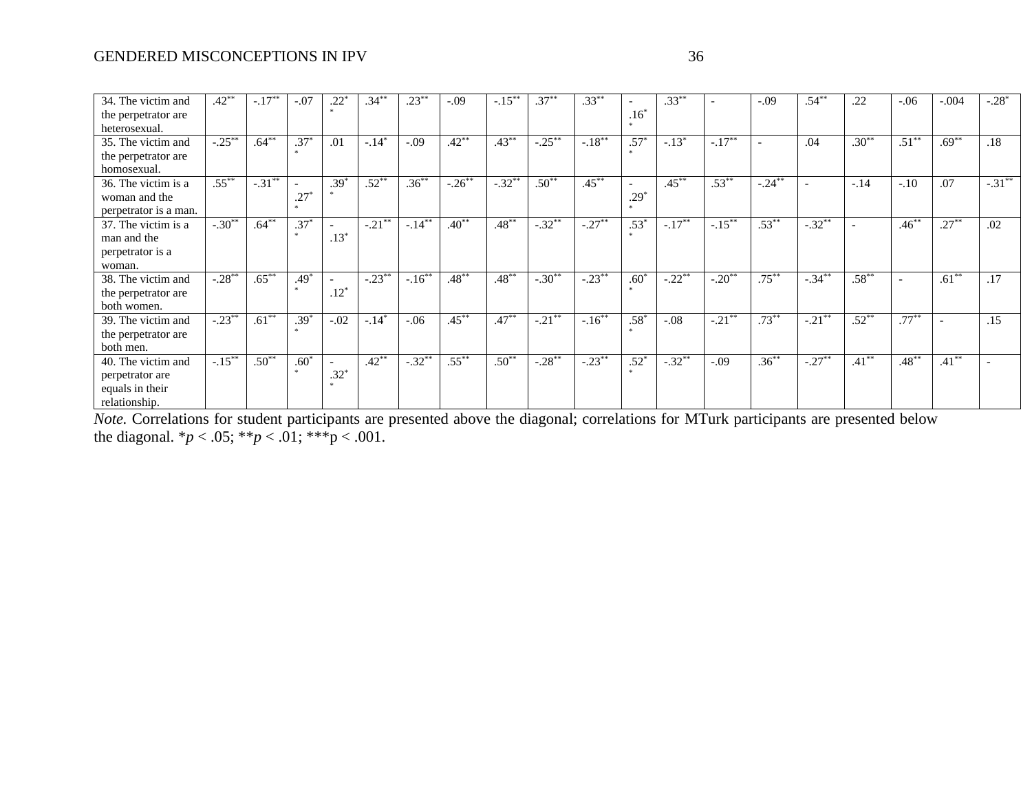| | | | | | | | | | | | | | | | | | | | |
|---|---|---|---|---|---|---|---|---|---|---|---|---|---|---|---|---|---|---|---|
| 34. The victim and the perpetrator are heterosexual. | .42** | -.17** | -.07 | .22** | .34** | .23** | -.09 | -.15** | .37** | .33** | -.16** | .33** | - | -.09 | .54** | .22 | -.06 | -.004 | -.28* |
| 35. The victim and the perpetrator are homosexual. | -.25** | .64** | .37** | .01 | -.14* | -.09 | .42** | .43** | -.25** | -.18** | .57** | -.13* | -.17** | - | .04 | .30** | .51** | .69** | .18 |
| 36. The victim is a woman and the perpetrator is a man. | .55** | -.31** | -.27** | .39** | .52** | .36** | -.26** | -.32** | .50** | .45** | -.29** | .45** | .53** | -.24** | - | -.14 | -.10 | .07 | -.31** |
| 37. The victim is a man and the perpetrator is a woman. | -.30** | .64** | .37** | -.13* | -.21** | -.14** | .40** | .48** | -.32** | -.27** | .53** | -.17** | -.15** | .53** | -.32** | - | .46** | .27** | .02 |
| 38. The victim and the perpetrator are both women. | -.28** | .65** | .49** | -.12* | -.23** | -.16** | .48** | .48** | -.30** | -.23** | .60** | -.22** | -.20** | .75** | -.34** | .58** | - | .61** | .17 |
| 39. The victim and the perpetrator are both men. | -.23** | .61** | .39** | -.02 | -.14* | -.06 | .45** | .47** | -.21** | -.16** | .58** | -.08 | -.21** | .73** | -.21** | .52** | .77** | - | .15 |
| 40. The victim and perpetrator are equals in their relationship. | -.15** | .50** | .60** | -.32** | .42** | -.32** | .55** | .50** | -.28** | -.23** | .52** | -.32** | -.09 | .36** | -.27** | .41** | .48** | .41** | - |

*Note.* Correlations for student participants are presented above the diagonal; correlations for MTurk participants are presented below the diagonal. *$p$ < .05; **$p$ < .01; ***p < .001.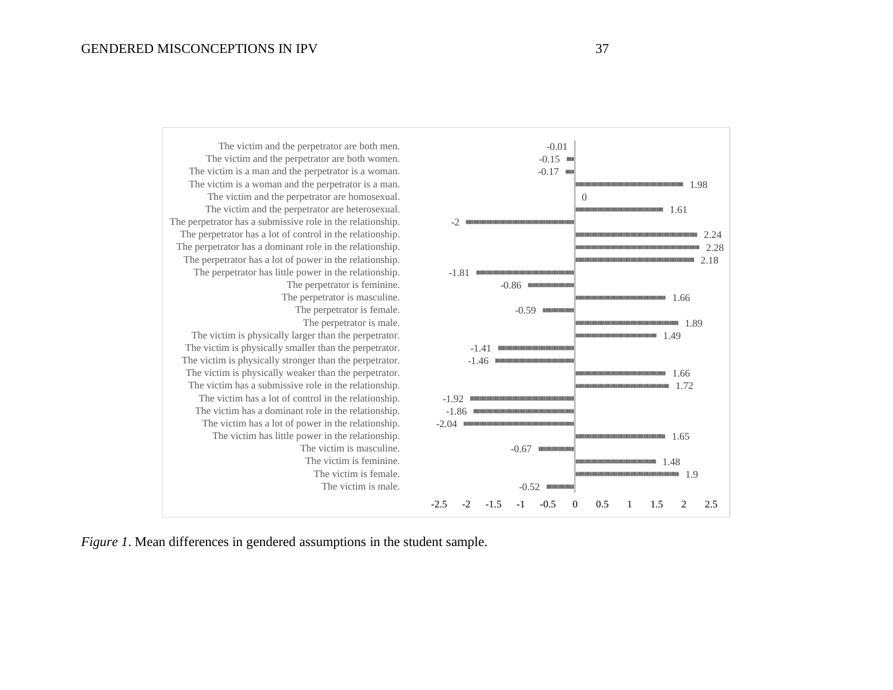| Item | Mean difference |
| --- | --- |
| The victim and the perpetrator are both men. | -0.01 |
| The victim and the perpetrator are both women. | -0.15 |
| The victim is a man and the perpetrator is a woman. | -0.17 |
| The victim is a woman and the perpetrator is a man. | 1.98 |
| The victim and the perpetrator are homosexual. | 0 |
| The victim and the perpetrator are heterosexual. | 1.61 |
| The perpetrator has a submissive role in the relationship. | -2 |
| The perpetrator has a lot of control in the relationship. | 2.24 |
| The perpetrator has a dominant role in the relationship. | 2.28 |
| The perpetrator has a lot of power in the relationship. | 2.18 |
| The perpetrator has little power in the relationship. | -1.81 |
| The perpetrator is feminine. | -0.86 |
| The perpetrator is masculine. | 1.66 |
| The perpetrator is female. | -0.59 |
| The perpetrator is male. | 1.89 |
| The victim is physically larger than the perpetrator. | 1.49 |
| The victim is physically smaller than the perpetrator. | -1.41 |
| The victim is physically stronger than the perpetrator. | -1.46 |
| The victim is physically weaker than the perpetrator. | 1.66 |
| The victim has a submissive role in the relationship. | 1.72 |
| The victim has a lot of control in the relationship. | -1.92 |
| The victim has a dominant role in the relationship. | -1.86 |
| The victim has a lot of power in the relationship. | -2.04 |
| The victim has little power in the relationship. | 1.65 |
| The victim is masculine. | -0.67 |
| The victim is feminine. | 1.48 |
| The victim is female. | 1.9 |
| The victim is male. | -0.52 |

*Figure 1*. Mean differences in gendered assumptions in the student sample.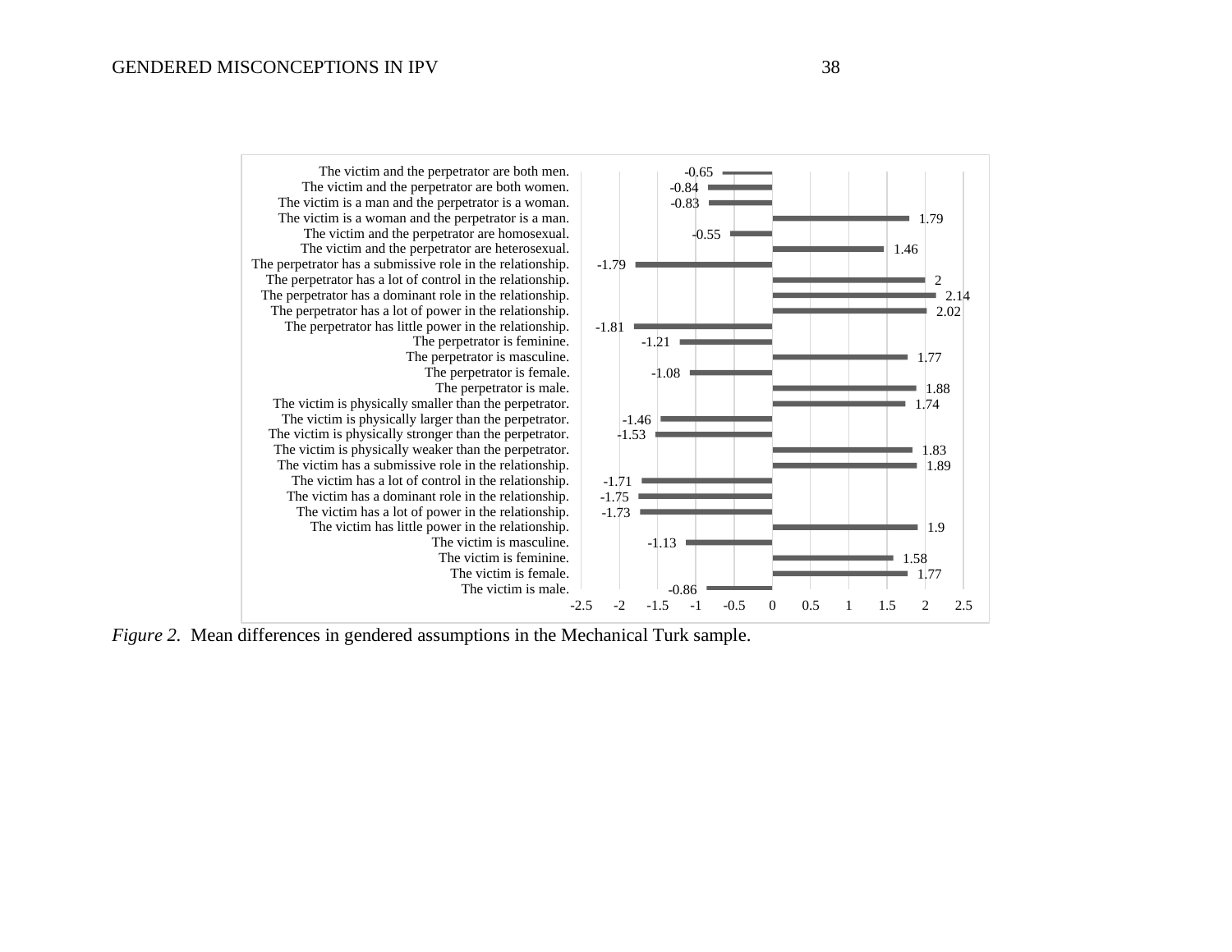| Item | Mean difference |
|---|---|
| The victim and the perpetrator are both men. | -0.65 |
| The victim and the perpetrator are both women. | -0.84 |
| The victim is a man and the perpetrator is a woman. | -0.83 |
| The victim is a woman and the perpetrator is a man. | 1.79 |
| The victim and the perpetrator are homosexual. | -0.55 |
| The victim and the perpetrator are heterosexual. | 1.46 |
| The perpetrator has a submissive role in the relationship. | -1.79 |
| The perpetrator has a lot of control in the relationship. | 2 |
| The perpetrator has a dominant role in the relationship. | 2.14 |
| The perpetrator has a lot of power in the relationship. | 2.02 |
| The perpetrator has little power in the relationship. | -1.81 |
| The perpetrator is feminine. | -1.21 |
| The perpetrator is masculine. | 1.77 |
| The perpetrator is female. | -1.08 |
| The perpetrator is male. | 1.88 |
| The victim is physically smaller than the perpetrator. | 1.74 |
| The victim is physically larger than the perpetrator. | -1.46 |
| The victim is physically stronger than the perpetrator. | -1.53 |
| The victim is physically weaker than the perpetrator. | 1.83 |
| The victim has a submissive role in the relationship. | 1.89 |
| The victim has a lot of control in the relationship. | -1.71 |
| The victim has a dominant role in the relationship. | -1.75 |
| The victim has a lot of power in the relationship. | -1.73 |
| The victim has little power in the relationship. | 1.9 |
| The victim is masculine. | -1.13 |
| The victim is feminine. | 1.58 |
| The victim is female. | 1.77 |
| The victim is male. | -0.86 |

*Figure 2*. Mean differences in gendered assumptions in the Mechanical Turk sample.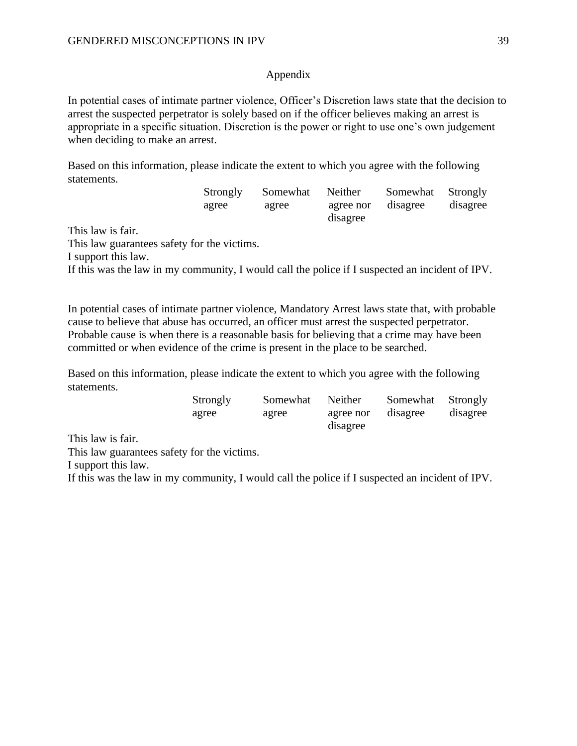## Appendix

In potential cases of intimate partner violence, Officer's Discretion laws state that the decision to arrest the suspected perpetrator is solely based on if the officer believes making an arrest is appropriate in a specific situation. Discretion is the power or right to use one's own judgement when deciding to make an arrest.

Based on this information, please indicate the extent to which you agree with the following statements.

| | Strongly agree | Somewhat agree | Neither agree nor disagree | Somewhat disagree | Strongly disagree |
|---|---|---|---|---|---|
| This law is fair. | | | | | |
| This law guarantees safety for the victims. | | | | | |
| I support this law. | | | | | |
| If this was the law in my community, I would call the police if I suspected an incident of IPV. | | | | | |

In potential cases of intimate partner violence, Mandatory Arrest laws state that, with probable cause to believe that abuse has occurred, an officer must arrest the suspected perpetrator. Probable cause is when there is a reasonable basis for believing that a crime may have been committed or when evidence of the crime is present in the place to be searched.

Based on this information, please indicate the extent to which you agree with the following statements.

| | Strongly agree | Somewhat agree | Neither agree nor disagree | Somewhat disagree | Strongly disagree |
|---|---|---|---|---|---|
| This law is fair. | | | | | |
| This law guarantees safety for the victims. | | | | | |
| I support this law. | | | | | |
| If this was the law in my community, I would call the police if I suspected an incident of IPV. | | | | | |